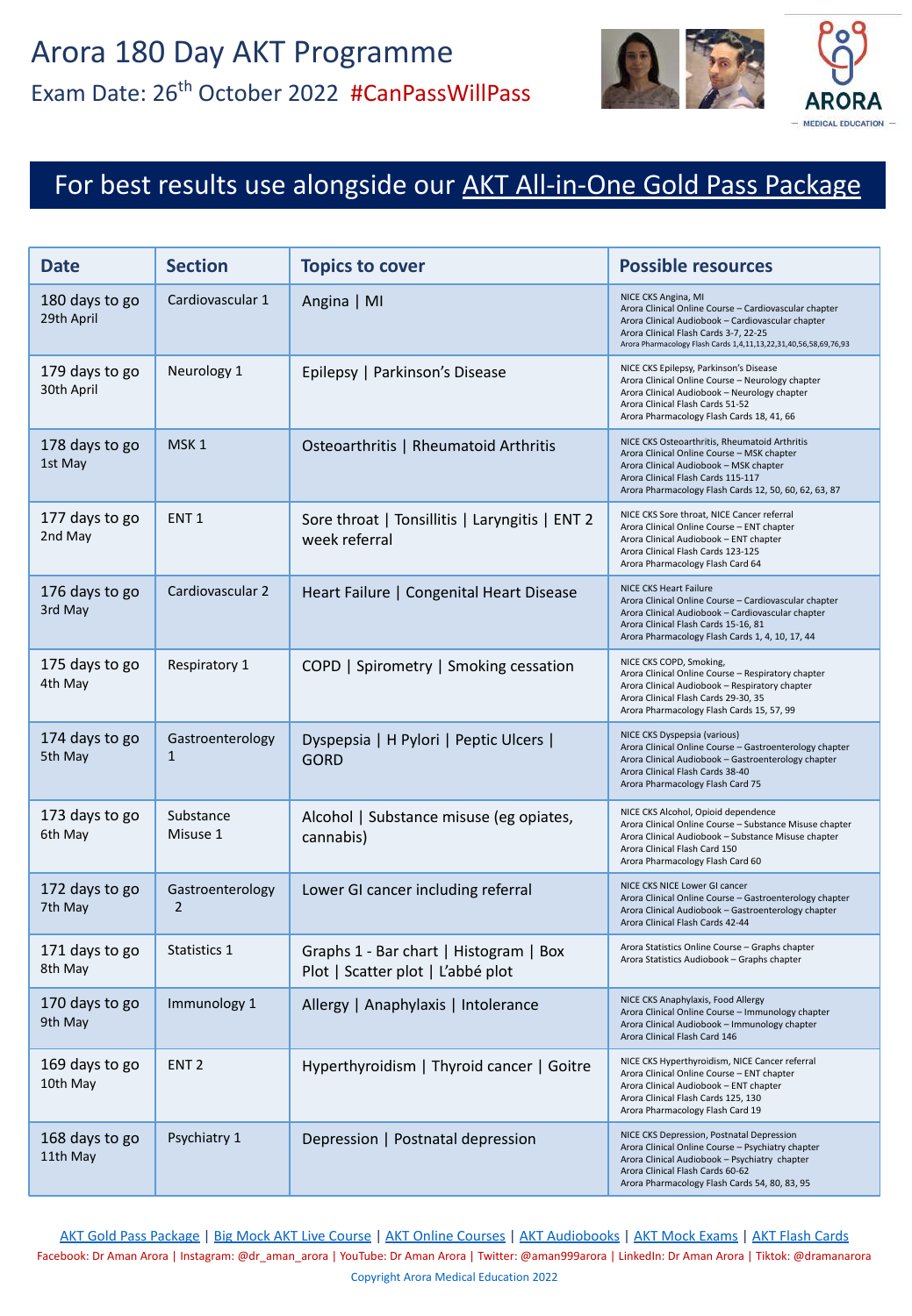# Arora 180 Day AKT Programme

## Exam Date: 26th October 2022 #CanPassWillPass

ARORA
MEDICAL EDUCATION

## For best results use alongside our AKT All-in-One Gold Pass Package

| Date | Section | Topics to cover | Possible resources |
|---|---|---|---|
| 180 days to go<br>29th April | Cardiovascular 1 | Angina \| MI | NICE CKS Angina, MI<br>Arora Clinical Online Course – Cardiovascular chapter<br>Arora Clinical Audiobook – Cardiovascular chapter<br>Arora Clinical Flash Cards 3-7, 22-25<br>Arora Pharmacology Flash Cards 1,4,11,13,22,31,40,56,58,69,76,93 |
| 179 days to go<br>30th April | Neurology 1 | Epilepsy \| Parkinson's Disease | NICE CKS Epilepsy, Parkinson's Disease<br>Arora Clinical Online Course – Neurology chapter<br>Arora Clinical Audiobook – Neurology chapter<br>Arora Clinical Flash Cards 51-52<br>Arora Pharmacology Flash Cards 18, 41, 66 |
| 178 days to go<br>1st May | MSK 1 | Osteoarthritis \| Rheumatoid Arthritis | NICE CKS Osteoarthritis, Rheumatoid Arthritis<br>Arora Clinical Online Course – MSK chapter<br>Arora Clinical Audiobook – MSK chapter<br>Arora Clinical Flash Cards 115-117<br>Arora Pharmacology Flash Cards 12, 50, 60, 62, 63, 87 |
| 177 days to go<br>2nd May | ENT 1 | Sore throat \| Tonsillitis \| Laryngitis \| ENT 2 week referral | NICE CKS Sore throat, NICE Cancer referral<br>Arora Clinical Online Course – ENT chapter<br>Arora Clinical Audiobook – ENT chapter<br>Arora Clinical Flash Cards 123-125<br>Arora Pharmacology Flash Card 64 |
| 176 days to go<br>3rd May | Cardiovascular 2 | Heart Failure \| Congenital Heart Disease | NICE CKS Heart Failure<br>Arora Clinical Online Course – Cardiovascular chapter<br>Arora Clinical Audiobook – Cardiovascular chapter<br>Arora Clinical Flash Cards 15-16, 81<br>Arora Pharmacology Flash Cards 1, 4, 10, 17, 44 |
| 175 days to go<br>4th May | Respiratory 1 | COPD \| Spirometry \| Smoking cessation | NICE CKS COPD, Smoking,<br>Arora Clinical Online Course – Respiratory chapter<br>Arora Clinical Audiobook – Respiratory chapter<br>Arora Clinical Flash Cards 29-30, 35<br>Arora Pharmacology Flash Cards 15, 57, 99 |
| 174 days to go<br>5th May | Gastroenterology 1 | Dyspepsia \| H Pylori \| Peptic Ulcers \| GORD | NICE CKS Dyspepsia (various)<br>Arora Clinical Online Course – Gastroenterology chapter<br>Arora Clinical Audiobook – Gastroenterology chapter<br>Arora Clinical Flash Cards 38-40<br>Arora Pharmacology Flash Card 75 |
| 173 days to go<br>6th May | Substance Misuse 1 | Alcohol \| Substance misuse (eg opiates, cannabis) | NICE CKS Alcohol, Opioid dependence<br>Arora Clinical Online Course – Substance Misuse chapter<br>Arora Clinical Audiobook – Substance Misuse chapter<br>Arora Clinical Flash Card 150<br>Arora Pharmacology Flash Card 60 |
| 172 days to go<br>7th May | Gastroenterology 2 | Lower GI cancer including referral | NICE CKS NICE Lower GI cancer<br>Arora Clinical Online Course – Gastroenterology chapter<br>Arora Clinical Audiobook – Gastroenterology chapter<br>Arora Clinical Flash Cards 42-44 |
| 171 days to go<br>8th May | Statistics 1 | Graphs 1 - Bar chart \| Histogram \| Box Plot \| Scatter plot \| L'abbé plot | Arora Statistics Online Course – Graphs chapter<br>Arora Statistics Audiobook – Graphs chapter |
| 170 days to go<br>9th May | Immunology 1 | Allergy \| Anaphylaxis \| Intolerance | NICE CKS Anaphylaxis, Food Allergy<br>Arora Clinical Online Course – Immunology chapter<br>Arora Clinical Audiobook – Immunology chapter<br>Arora Clinical Flash Card 146 |
| 169 days to go<br>10th May | ENT 2 | Hyperthyroidism \| Thyroid cancer \| Goitre | NICE CKS Hyperthyroidism, NICE Cancer referral<br>Arora Clinical Online Course – ENT chapter<br>Arora Clinical Audiobook – ENT chapter<br>Arora Clinical Flash Cards 125, 130<br>Arora Pharmacology Flash Card 19 |
| 168 days to go<br>11th May | Psychiatry 1 | Depression \| Postnatal depression | NICE CKS Depression, Postnatal Depression<br>Arora Clinical Online Course – Psychiatry chapter<br>Arora Clinical Audiobook – Psychiatry chapter<br>Arora Clinical Flash Cards 60-62<br>Arora Pharmacology Flash Cards 54, 80, 83, 95 |

AKT Gold Pass Package | Big Mock AKT Live Course | AKT Online Courses | AKT Audiobooks | AKT Mock Exams | AKT Flash Cards

Facebook: Dr Aman Arora | Instagram: @dr_aman_arora | YouTube: Dr Aman Arora | Twitter: @aman999arora | LinkedIn: Dr Aman Arora | Tiktok: @dramanarora

Copyright Arora Medical Education 2022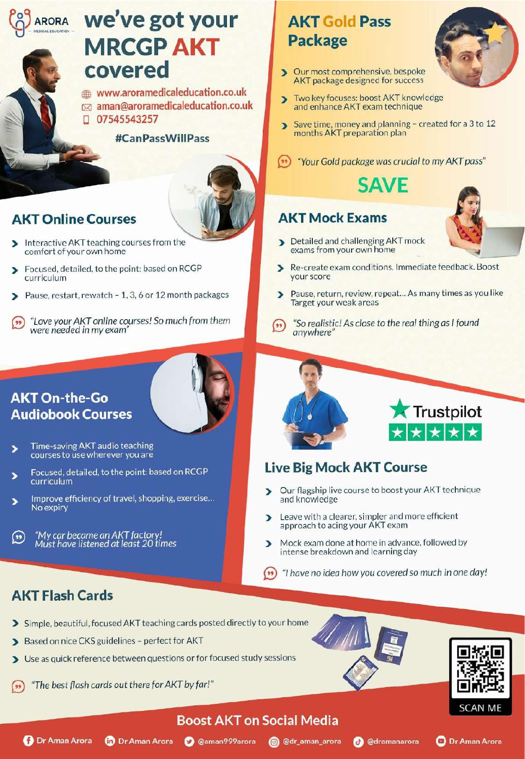ARORA — MEDICAL EDUCATION —

# we've got your MRCGP AKT covered

www.aroramedicaleducation.co.uk
aman@aroramedicaleducation.co.uk
07545543257

#CanPassWillPass

## AKT Gold Pass Package

- Our most comprehensive, bespoke AKT package designed for success
- Two key focuses: boost AKT knowledge and enhance AKT exam technique
- Save time, money and planning – created for a 3 to 12 months AKT preparation plan

*"Your Gold package was crucial to my AKT pass"*

**SAVE**

## AKT Online Courses

- Interactive AKT teaching courses from the comfort of your own home
- Focused, detailed, to the point: based on RCGP curriculum
- Pause, restart, rewatch – 1, 3, 6 or 12 month packages

*"Love your AKT online courses! So much from them were needed in my exam"*

## AKT Mock Exams

- Detailed and challenging AKT mock exams from your own home
- Re-create exam conditions. Immediate feedback. Boost your score
- Pause, return, review, repeat... As many times as you like Target your weak areas

*"So realistic! As close to the real thing as I found anywhere"*

## AKT On-the-Go Audiobook Courses

- Time-saving AKT audio teaching courses to use wherever you are
- Focused, detailed, to the point: based on RCGP curriculum
- Improve efficiency of travel, shopping, exercise... No expiry

*"My car became an AKT factory! Must have listened at least 20 times*

Trustpilot ★★★★★

## Live Big Mock AKT Course

- Our flagship live course to boost your AKT technique and knowledge
- Leave with a clearer, simpler and more efficient approach to acing your AKT exam
- Mock exam done at home in advance, followed by intense breakdown and learning day

*"I have no idea how you covered so much in one day!*

## AKT Flash Cards

- Simple, beautiful, focused AKT teaching cards posted directly to your home
- Based on nice CKS guidelines – perfect for AKT
- Use as quick reference between questions or for focused study sessions

*"The best flash cards out there for AKT by far!"*

SCAN ME

**Boost AKT on Social Media**

Dr Aman Arora | Dr Aman Arora | @aman999arora | @dr_aman_arora | @dramanarora | Dr Aman Arora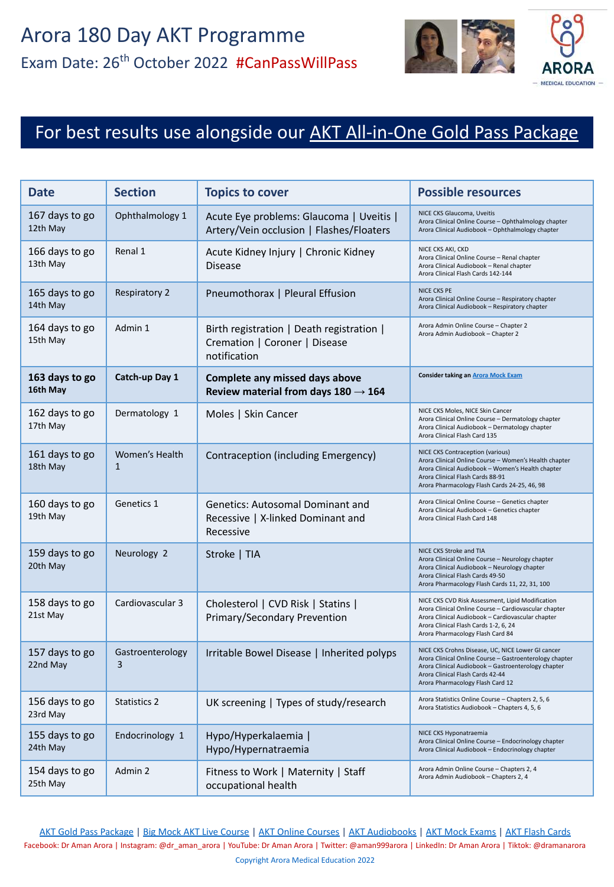# Arora 180 Day AKT Programme

## Exam Date: 26th October 2022 #CanPassWillPass

ARORA — MEDICAL EDUCATION —

## For best results use alongside our AKT All-in-One Gold Pass Package

| Date | Section | Topics to cover | Possible resources |
|---|---|---|---|
| 167 days to go<br>12th May | Ophthalmology 1 | Acute Eye problems: Glaucoma \| Uveitis \| Artery/Vein occlusion \| Flashes/Floaters | NICE CKS Glaucoma, Uveitis<br>Arora Clinical Online Course – Ophthalmology chapter<br>Arora Clinical Audiobook – Ophthalmology chapter |
| 166 days to go<br>13th May | Renal 1 | Acute Kidney Injury \| Chronic Kidney Disease | NICE CKS AKI, CKD<br>Arora Clinical Online Course – Renal chapter<br>Arora Clinical Audiobook – Renal chapter<br>Arora Clinical Flash Cards 142-144 |
| 165 days to go<br>14th May | Respiratory 2 | Pneumothorax \| Pleural Effusion | NICE CKS PE<br>Arora Clinical Online Course – Respiratory chapter<br>Arora Clinical Audiobook – Respiratory chapter |
| 164 days to go<br>15th May | Admin 1 | Birth registration \| Death registration \| Cremation \| Coroner \| Disease notification | Arora Admin Online Course – Chapter 2<br>Arora Admin Audiobook – Chapter 2 |
| **163 days to go<br>16th May** | **Catch-up Day 1** | **Complete any missed days above<br>Review material from days 180 → 164** | **Consider taking an Arora Mock Exam** |
| 162 days to go<br>17th May | Dermatology 1 | Moles \| Skin Cancer | NICE CKS Moles, NICE Skin Cancer<br>Arora Clinical Online Course – Dermatology chapter<br>Arora Clinical Audiobook – Dermatology chapter<br>Arora Clinical Flash Card 135 |
| 161 days to go<br>18th May | Women's Health 1 | Contraception (including Emergency) | NICE CKS Contraception (various)<br>Arora Clinical Online Course – Women's Health chapter<br>Arora Clinical Audiobook – Women's Health chapter<br>Arora Clinical Flash Cards 88-91<br>Arora Pharmacology Flash Cards 24-25, 46, 98 |
| 160 days to go<br>19th May | Genetics 1 | Genetics: Autosomal Dominant and Recessive \| X-linked Dominant and Recessive | Arora Clinical Online Course – Genetics chapter<br>Arora Clinical Audiobook – Genetics chapter<br>Arora Clinical Flash Card 148 |
| 159 days to go<br>20th May | Neurology 2 | Stroke \| TIA | NICE CKS Stroke and TIA<br>Arora Clinical Online Course – Neurology chapter<br>Arora Clinical Audiobook – Neurology chapter<br>Arora Clinical Flash Cards 49-50<br>Arora Pharmacology Flash Cards 11, 22, 31, 100 |
| 158 days to go<br>21st May | Cardiovascular 3 | Cholesterol \| CVD Risk \| Statins \| Primary/Secondary Prevention | NICE CKS CVD Risk Assessment, Lipid Modification<br>Arora Clinical Online Course – Cardiovascular chapter<br>Arora Clinical Audiobook – Cardiovascular chapter<br>Arora Clinical Flash Cards 1-2, 6, 24<br>Arora Pharmacology Flash Card 84 |
| 157 days to go<br>22nd May | Gastroenterology 3 | Irritable Bowel Disease \| Inherited polyps | NICE CKS Crohns Disease, UC, NICE Lower GI cancer<br>Arora Clinical Online Course – Gastroenterology chapter<br>Arora Clinical Audiobook – Gastroenterology chapter<br>Arora Clinical Flash Cards 42-44<br>Arora Pharmacology Flash Card 12 |
| 156 days to go<br>23rd May | Statistics 2 | UK screening \| Types of study/research | Arora Statistics Online Course – Chapters 2, 5, 6<br>Arora Statistics Audiobook – Chapters 4, 5, 6 |
| 155 days to go<br>24th May | Endocrinology 1 | Hypo/Hyperkalaemia \| Hypo/Hypernatraemia | NICE CKS Hyponatraemia<br>Arora Clinical Online Course – Endocrinology chapter<br>Arora Clinical Audiobook – Endocrinology chapter |
| 154 days to go<br>25th May | Admin 2 | Fitness to Work \| Maternity \| Staff occupational health | Arora Admin Online Course – Chapters 2, 4<br>Arora Admin Audiobook – Chapters 2, 4 |

AKT Gold Pass Package | Big Mock AKT Live Course | AKT Online Courses | AKT Audiobooks | AKT Mock Exams | AKT Flash Cards

Facebook: Dr Aman Arora | Instagram: @dr_aman_arora | YouTube: Dr Aman Arora | Twitter: @aman999arora | LinkedIn: Dr Aman Arora | Tiktok: @dramanarora

Copyright Arora Medical Education 2022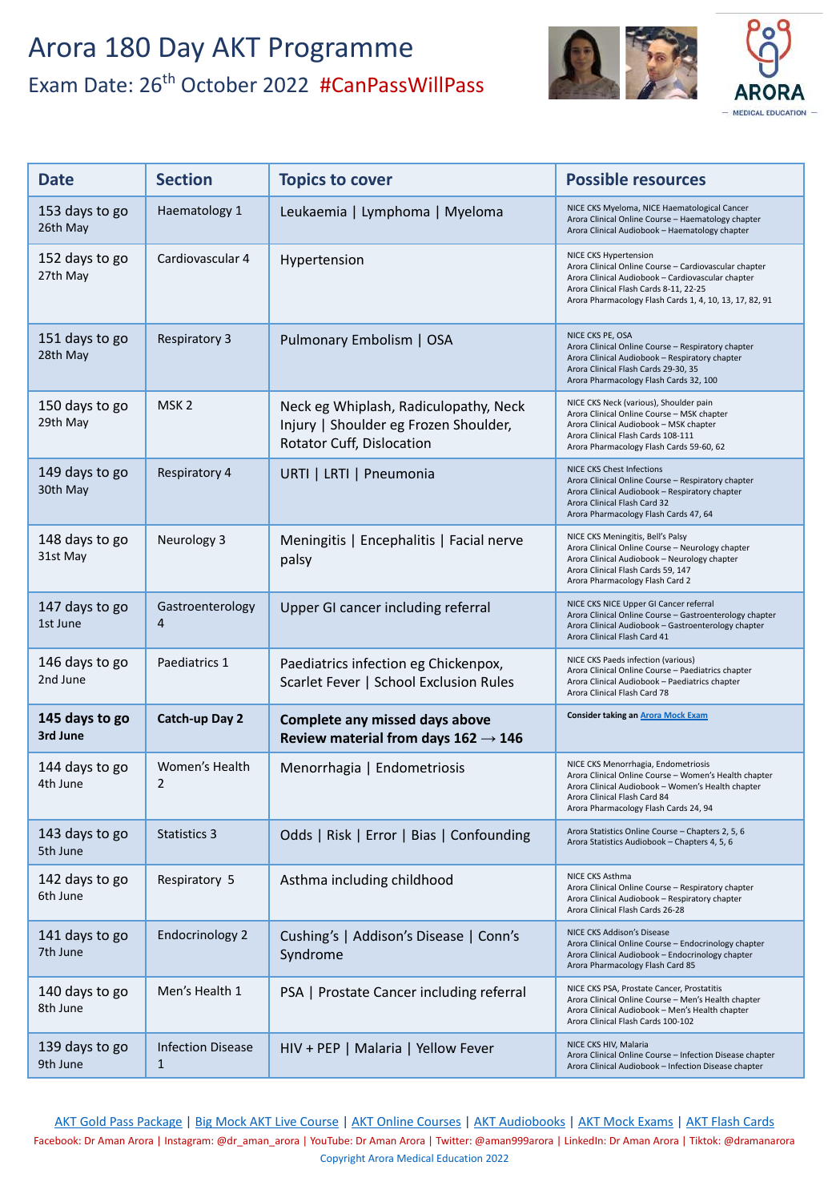# Arora 180 Day AKT Programme

## Exam Date: 26th October 2022 #CanPassWillPass

| Date | Section | Topics to cover | Possible resources |
|---|---|---|---|
| 153 days to go<br>26th May | Haematology 1 | Leukaemia \| Lymphoma \| Myeloma | NICE CKS Myeloma, NICE Haematological Cancer<br>Arora Clinical Online Course – Haematology chapter<br>Arora Clinical Audiobook – Haematology chapter |
| 152 days to go<br>27th May | Cardiovascular 4 | Hypertension | NICE CKS Hypertension<br>Arora Clinical Online Course – Cardiovascular chapter<br>Arora Clinical Audiobook – Cardiovascular chapter<br>Arora Clinical Flash Cards 8-11, 22-25<br>Arora Pharmacology Flash Cards 1, 4, 10, 13, 17, 82, 91 |
| 151 days to go<br>28th May | Respiratory 3 | Pulmonary Embolism \| OSA | NICE CKS PE, OSA<br>Arora Clinical Online Course – Respiratory chapter<br>Arora Clinical Audiobook – Respiratory chapter<br>Arora Clinical Flash Cards 29-30, 35<br>Arora Pharmacology Flash Cards 32, 100 |
| 150 days to go<br>29th May | MSK 2 | Neck eg Whiplash, Radiculopathy, Neck Injury \| Shoulder eg Frozen Shoulder, Rotator Cuff, Dislocation | NICE CKS Neck (various), Shoulder pain<br>Arora Clinical Online Course – MSK chapter<br>Arora Clinical Audiobook – MSK chapter<br>Arora Clinical Flash Cards 108-111<br>Arora Pharmacology Flash Cards 59-60, 62 |
| 149 days to go<br>30th May | Respiratory 4 | URTI \| LRTI \| Pneumonia | NICE CKS Chest Infections<br>Arora Clinical Online Course – Respiratory chapter<br>Arora Clinical Audiobook – Respiratory chapter<br>Arora Clinical Flash Card 32<br>Arora Pharmacology Flash Cards 47, 64 |
| 148 days to go<br>31st May | Neurology 3 | Meningitis \| Encephalitis \| Facial nerve palsy | NICE CKS Meningitis, Bell's Palsy<br>Arora Clinical Online Course – Neurology chapter<br>Arora Clinical Audiobook – Neurology chapter<br>Arora Clinical Flash Cards 59, 147<br>Arora Pharmacology Flash Card 2 |
| 147 days to go<br>1st June | Gastroenterology 4 | Upper GI cancer including referral | NICE CKS NICE Upper GI Cancer referral<br>Arora Clinical Online Course – Gastroenterology chapter<br>Arora Clinical Audiobook – Gastroenterology chapter<br>Arora Clinical Flash Card 41 |
| 146 days to go<br>2nd June | Paediatrics 1 | Paediatrics infection eg Chickenpox, Scarlet Fever \| School Exclusion Rules | NICE CKS Paeds infection (various)<br>Arora Clinical Online Course – Paediatrics chapter<br>Arora Clinical Audiobook – Paediatrics chapter<br>Arora Clinical Flash Card 78 |
| **145 days to go<br>3rd June** | **Catch-up Day 2** | **Complete any missed days above<br>Review material from days 162 → 146** | **Consider taking an** [Arora Mock Exam] |
| 144 days to go<br>4th June | Women's Health 2 | Menorrhagia \| Endometriosis | NICE CKS Menorrhagia, Endometriosis<br>Arora Clinical Online Course – Women's Health chapter<br>Arora Clinical Audiobook – Women's Health chapter<br>Arora Clinical Flash Card 84<br>Arora Pharmacology Flash Cards 24, 94 |
| 143 days to go<br>5th June | Statistics 3 | Odds \| Risk \| Error \| Bias \| Confounding | Arora Statistics Online Course – Chapters 2, 5, 6<br>Arora Statistics Audiobook – Chapters 4, 5, 6 |
| 142 days to go<br>6th June | Respiratory 5 | Asthma including childhood | NICE CKS Asthma<br>Arora Clinical Online Course – Respiratory chapter<br>Arora Clinical Audiobook – Respiratory chapter<br>Arora Clinical Flash Cards 26-28 |
| 141 days to go<br>7th June | Endocrinology 2 | Cushing's \| Addison's Disease \| Conn's Syndrome | NICE CKS Addison's Disease<br>Arora Clinical Online Course – Endocrinology chapter<br>Arora Clinical Audiobook – Endocrinology chapter<br>Arora Pharmacology Flash Card 85 |
| 140 days to go<br>8th June | Men's Health 1 | PSA \| Prostate Cancer including referral | NICE CKS PSA, Prostate Cancer, Prostatitis<br>Arora Clinical Online Course – Men's Health chapter<br>Arora Clinical Audiobook – Men's Health chapter<br>Arora Clinical Flash Cards 100-102 |
| 139 days to go<br>9th June | Infection Disease 1 | HIV + PEP \| Malaria \| Yellow Fever | NICE CKS HIV, Malaria<br>Arora Clinical Online Course – Infection Disease chapter<br>Arora Clinical Audiobook – Infection Disease chapter |

AKT Gold Pass Package | Big Mock AKT Live Course | AKT Online Courses | AKT Audiobooks | AKT Mock Exams | AKT Flash Cards

Facebook: Dr Aman Arora | Instagram: @dr_aman_arora | YouTube: Dr Aman Arora | Twitter: @aman999arora | LinkedIn: Dr Aman Arora | Tiktok: @dramanarora

Copyright Arora Medical Education 2022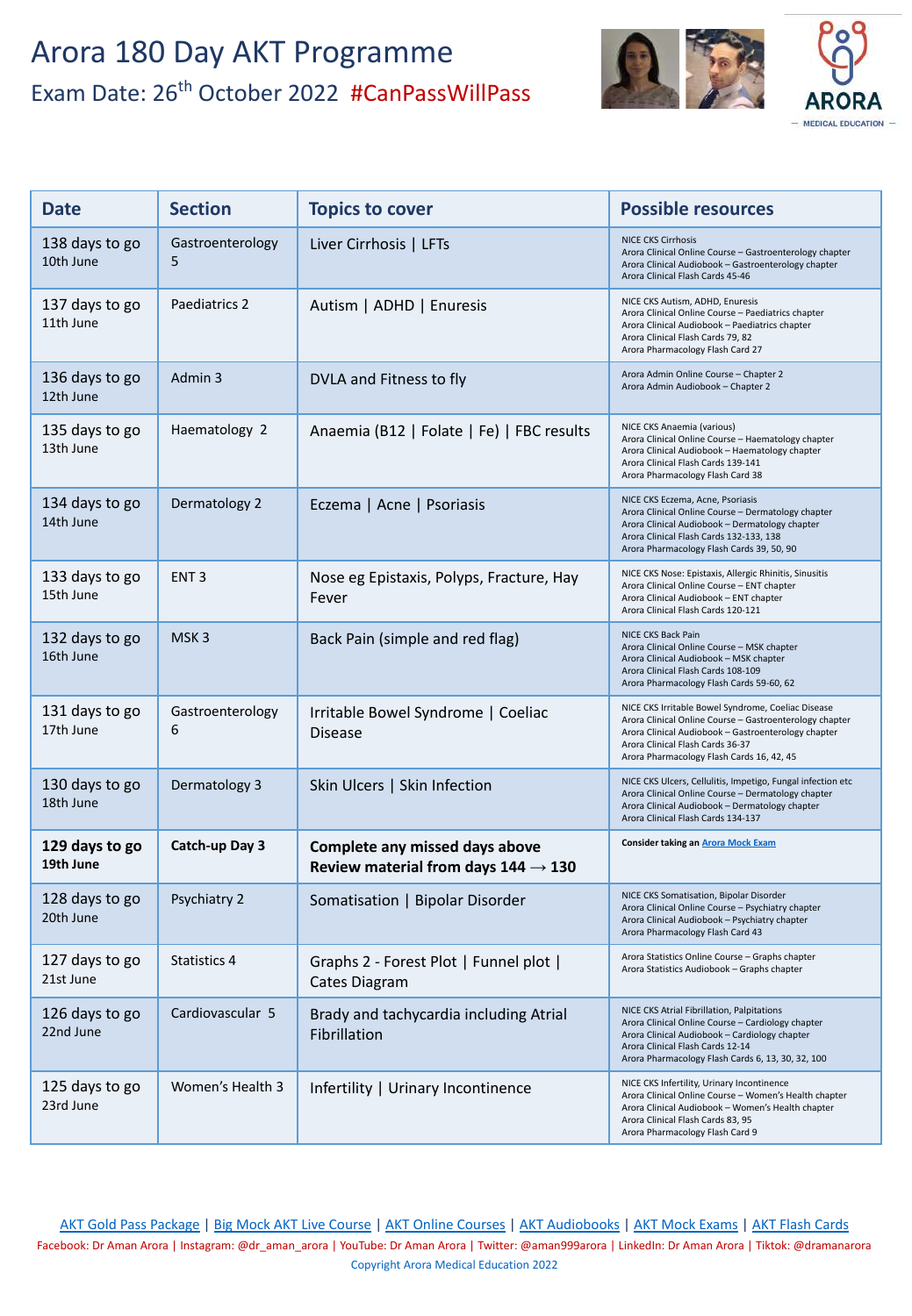# Arora 180 Day AKT Programme

## Exam Date: 26th October 2022 #CanPassWillPass

ARORA
MEDICAL EDUCATION

| Date | Section | Topics to cover | Possible resources |
|---|---|---|---|
| 138 days to go<br>10th June | Gastroenterology 5 | Liver Cirrhosis \| LFTs | NICE CKS Cirrhosis<br>Arora Clinical Online Course – Gastroenterology chapter<br>Arora Clinical Audiobook – Gastroenterology chapter<br>Arora Clinical Flash Cards 45-46 |
| 137 days to go<br>11th June | Paediatrics 2 | Autism \| ADHD \| Enuresis | NICE CKS Autism, ADHD, Enuresis<br>Arora Clinical Online Course – Paediatrics chapter<br>Arora Clinical Audiobook – Paediatrics chapter<br>Arora Clinical Flash Cards 79, 82<br>Arora Pharmacology Flash Card 27 |
| 136 days to go<br>12th June | Admin 3 | DVLA and Fitness to fly | Arora Admin Online Course – Chapter 2<br>Arora Admin Audiobook – Chapter 2 |
| 135 days to go<br>13th June | Haematology 2 | Anaemia (B12 \| Folate \| Fe) \| FBC results | NICE CKS Anaemia (various)<br>Arora Clinical Online Course – Haematology chapter<br>Arora Clinical Audiobook – Haematology chapter<br>Arora Clinical Flash Cards 139-141<br>Arora Pharmacology Flash Card 38 |
| 134 days to go<br>14th June | Dermatology 2 | Eczema \| Acne \| Psoriasis | NICE CKS Eczema, Acne, Psoriasis<br>Arora Clinical Online Course – Dermatology chapter<br>Arora Clinical Audiobook – Dermatology chapter<br>Arora Clinical Flash Cards 132-133, 138<br>Arora Pharmacology Flash Cards 39, 50, 90 |
| 133 days to go<br>15th June | ENT 3 | Nose eg Epistaxis, Polyps, Fracture, Hay Fever | NICE CKS Nose: Epistaxis, Allergic Rhinitis, Sinusitis<br>Arora Clinical Online Course – ENT chapter<br>Arora Clinical Audiobook – ENT chapter<br>Arora Clinical Flash Cards 120-121 |
| 132 days to go<br>16th June | MSK 3 | Back Pain (simple and red flag) | NICE CKS Back Pain<br>Arora Clinical Online Course – MSK chapter<br>Arora Clinical Audiobook – MSK chapter<br>Arora Clinical Flash Cards 108-109<br>Arora Pharmacology Flash Cards 59-60, 62 |
| 131 days to go<br>17th June | Gastroenterology 6 | Irritable Bowel Syndrome \| Coeliac Disease | NICE CKS Irritable Bowel Syndrome, Coeliac Disease<br>Arora Clinical Online Course – Gastroenterology chapter<br>Arora Clinical Audiobook – Gastroenterology chapter<br>Arora Clinical Flash Cards 36-37<br>Arora Pharmacology Flash Cards 16, 42, 45 |
| 130 days to go<br>18th June | Dermatology 3 | Skin Ulcers \| Skin Infection | NICE CKS Ulcers, Cellulitis, Impetigo, Fungal infection etc<br>Arora Clinical Online Course – Dermatology chapter<br>Arora Clinical Audiobook – Dermatology chapter<br>Arora Clinical Flash Cards 134-137 |
| **129 days to go<br>19th June** | **Catch-up Day 3** | **Complete any missed days above<br>Review material from days 144 → 130** | **Consider taking an** [Arora Mock Exam]() |
| 128 days to go<br>20th June | Psychiatry 2 | Somatisation \| Bipolar Disorder | NICE CKS Somatisation, Bipolar Disorder<br>Arora Clinical Online Course – Psychiatry chapter<br>Arora Clinical Audiobook – Psychiatry chapter<br>Arora Pharmacology Flash Card 43 |
| 127 days to go<br>21st June | Statistics 4 | Graphs 2 - Forest Plot \| Funnel plot \| Cates Diagram | Arora Statistics Online Course – Graphs chapter<br>Arora Statistics Audiobook – Graphs chapter |
| 126 days to go<br>22nd June | Cardiovascular 5 | Brady and tachycardia including Atrial Fibrillation | NICE CKS Atrial Fibrillation, Palpitations<br>Arora Clinical Online Course – Cardiology chapter<br>Arora Clinical Audiobook – Cardiology chapter<br>Arora Clinical Flash Cards 12-14<br>Arora Pharmacology Flash Cards 6, 13, 30, 32, 100 |
| 125 days to go<br>23rd June | Women's Health 3 | Infertility \| Urinary Incontinence | NICE CKS Infertility, Urinary Incontinence<br>Arora Clinical Online Course – Women's Health chapter<br>Arora Clinical Audiobook – Women's Health chapter<br>Arora Clinical Flash Cards 83, 95<br>Arora Pharmacology Flash Card 9 |

AKT Gold Pass Package | Big Mock AKT Live Course | AKT Online Courses | AKT Audiobooks | AKT Mock Exams | AKT Flash Cards

Facebook: Dr Aman Arora | Instagram: @dr_aman_arora | YouTube: Dr Aman Arora | Twitter: @aman999arora | LinkedIn: Dr Aman Arora | Tiktok: @dramanarora

Copyright Arora Medical Education 2022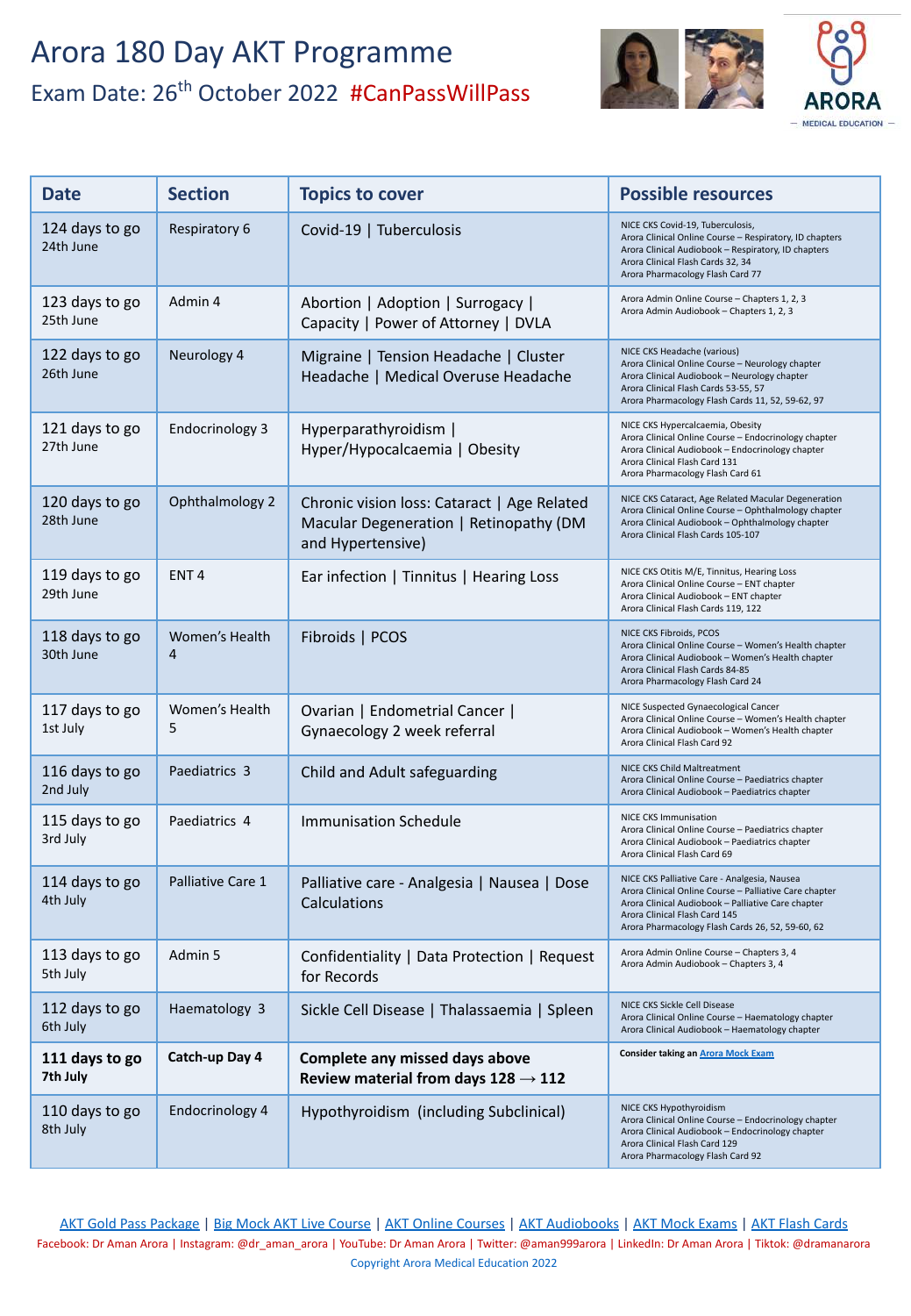# Arora 180 Day AKT Programme

## Exam Date: 26th October 2022 #CanPassWillPass

ARORA MEDICAL EDUCATION

| Date | Section | Topics to cover | Possible resources |
|---|---|---|---|
| 124 days to go 24th June | Respiratory 6 | Covid-19 \| Tuberculosis | NICE CKS Covid-19, Tuberculosis, Arora Clinical Online Course – Respiratory, ID chapters Arora Clinical Audiobook – Respiratory, ID chapters Arora Clinical Flash Cards 32, 34 Arora Pharmacology Flash Card 77 |
| 123 days to go 25th June | Admin 4 | Abortion \| Adoption \| Surrogacy \| Capacity \| Power of Attorney \| DVLA | Arora Admin Online Course – Chapters 1, 2, 3 Arora Admin Audiobook – Chapters 1, 2, 3 |
| 122 days to go 26th June | Neurology 4 | Migraine \| Tension Headache \| Cluster Headache \| Medical Overuse Headache | NICE CKS Headache (various) Arora Clinical Online Course – Neurology chapter Arora Clinical Audiobook – Neurology chapter Arora Clinical Flash Cards 53-55, 57 Arora Pharmacology Flash Cards 11, 52, 59-62, 97 |
| 121 days to go 27th June | Endocrinology 3 | Hyperparathyroidism \| Hyper/Hypocalcaemia \| Obesity | NICE CKS Hypercalcaemia, Obesity Arora Clinical Online Course – Endocrinology chapter Arora Clinical Audiobook – Endocrinology chapter Arora Clinical Flash Card 131 Arora Pharmacology Flash Card 61 |
| 120 days to go 28th June | Ophthalmology 2 | Chronic vision loss: Cataract \| Age Related Macular Degeneration \| Retinopathy (DM and Hypertensive) | NICE CKS Cataract, Age Related Macular Degeneration Arora Clinical Online Course – Ophthalmology chapter Arora Clinical Audiobook – Ophthalmology chapter Arora Clinical Flash Cards 105-107 |
| 119 days to go 29th June | ENT 4 | Ear infection \| Tinnitus \| Hearing Loss | NICE CKS Otitis M/E, Tinnitus, Hearing Loss Arora Clinical Online Course – ENT chapter Arora Clinical Audiobook – ENT chapter Arora Clinical Flash Cards 119, 122 |
| 118 days to go 30th June | Women's Health 4 | Fibroids \| PCOS | NICE CKS Fibroids, PCOS Arora Clinical Online Course – Women's Health chapter Arora Clinical Audiobook – Women's Health chapter Arora Clinical Flash Cards 84-85 Arora Pharmacology Flash Card 24 |
| 117 days to go 1st July | Women's Health 5 | Ovarian \| Endometrial Cancer \| Gynaecology 2 week referral | NICE Suspected Gynaecological Cancer Arora Clinical Online Course – Women's Health chapter Arora Clinical Audiobook – Women's Health chapter Arora Clinical Flash Card 92 |
| 116 days to go 2nd July | Paediatrics 3 | Child and Adult safeguarding | NICE CKS Child Maltreatment Arora Clinical Online Course – Paediatrics chapter Arora Clinical Audiobook – Paediatrics chapter |
| 115 days to go 3rd July | Paediatrics 4 | Immunisation Schedule | NICE CKS Immunisation Arora Clinical Online Course – Paediatrics chapter Arora Clinical Audiobook – Paediatrics chapter Arora Clinical Flash Card 69 |
| 114 days to go 4th July | Palliative Care 1 | Palliative care - Analgesia \| Nausea \| Dose Calculations | NICE CKS Palliative Care - Analgesia, Nausea Arora Clinical Online Course – Palliative Care chapter Arora Clinical Audiobook – Palliative Care chapter Arora Clinical Flash Card 145 Arora Pharmacology Flash Cards 26, 52, 59-60, 62 |
| 113 days to go 5th July | Admin 5 | Confidentiality \| Data Protection \| Request for Records | Arora Admin Online Course – Chapters 3, 4 Arora Admin Audiobook – Chapters 3, 4 |
| 112 days to go 6th July | Haematology 3 | Sickle Cell Disease \| Thalassaemia \| Spleen | NICE CKS Sickle Cell Disease Arora Clinical Online Course – Haematology chapter Arora Clinical Audiobook – Haematology chapter |
| **111 days to go 7th July** | **Catch-up Day 4** | **Complete any missed days above Review material from days 128 → 112** | **Consider taking an** Arora Mock Exam |
| 110 days to go 8th July | Endocrinology 4 | Hypothyroidism (including Subclinical) | NICE CKS Hypothyroidism Arora Clinical Online Course – Endocrinology chapter Arora Clinical Audiobook – Endocrinology chapter Arora Clinical Flash Card 129 Arora Pharmacology Flash Card 92 |

AKT Gold Pass Package | Big Mock AKT Live Course | AKT Online Courses | AKT Audiobooks | AKT Mock Exams | AKT Flash Cards

Facebook: Dr Aman Arora | Instagram: @dr_aman_arora | YouTube: Dr Aman Arora | Twitter: @aman999arora | LinkedIn: Dr Aman Arora | Tiktok: @dramanarora

Copyright Arora Medical Education 2022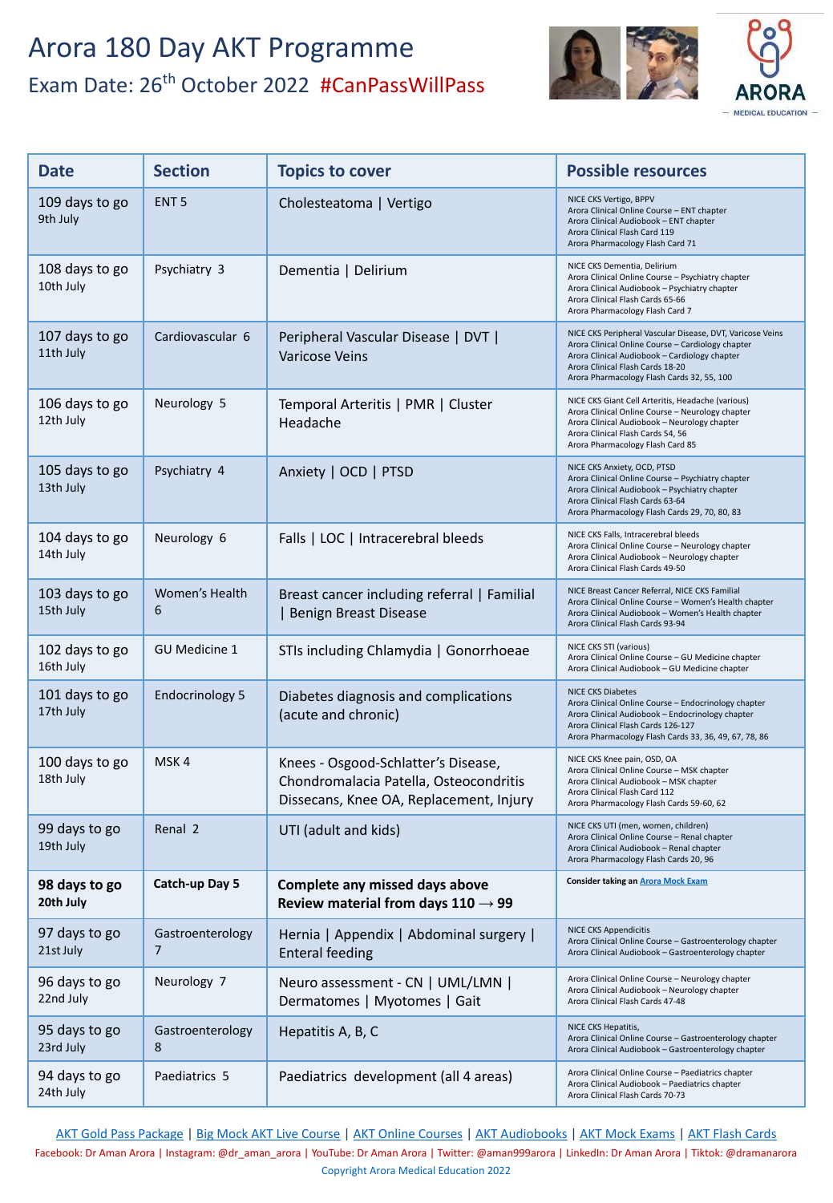# Arora 180 Day AKT Programme

## Exam Date: 26th October 2022 #CanPassWillPass

ARORA MEDICAL EDUCATION

| Date | Section | Topics to cover | Possible resources |
|---|---|---|---|
| 109 days to go 9th July | ENT 5 | Cholesteatoma \| Vertigo | NICE CKS Vertigo, BPPV<br>Arora Clinical Online Course – ENT chapter<br>Arora Clinical Audiobook – ENT chapter<br>Arora Clinical Flash Card 119<br>Arora Pharmacology Flash Card 71 |
| 108 days to go 10th July | Psychiatry 3 | Dementia \| Delirium | NICE CKS Dementia, Delirium<br>Arora Clinical Online Course – Psychiatry chapter<br>Arora Clinical Audiobook – Psychiatry chapter<br>Arora Clinical Flash Cards 65-66<br>Arora Pharmacology Flash Card 7 |
| 107 days to go 11th July | Cardiovascular 6 | Peripheral Vascular Disease \| DVT \| Varicose Veins | NICE CKS Peripheral Vascular Disease, DVT, Varicose Veins<br>Arora Clinical Online Course – Cardiology chapter<br>Arora Clinical Audiobook – Cardiology chapter<br>Arora Clinical Flash Cards 18-20<br>Arora Pharmacology Flash Cards 32, 55, 100 |
| 106 days to go 12th July | Neurology 5 | Temporal Arteritis \| PMR \| Cluster Headache | NICE CKS Giant Cell Arteritis, Headache (various)<br>Arora Clinical Online Course – Neurology chapter<br>Arora Clinical Audiobook – Neurology chapter<br>Arora Clinical Flash Cards 54, 56<br>Arora Pharmacology Flash Card 85 |
| 105 days to go 13th July | Psychiatry 4 | Anxiety \| OCD \| PTSD | NICE CKS Anxiety, OCD, PTSD<br>Arora Clinical Online Course – Psychiatry chapter<br>Arora Clinical Audiobook – Psychiatry chapter<br>Arora Clinical Flash Cards 63-64<br>Arora Pharmacology Flash Cards 29, 70, 80, 83 |
| 104 days to go 14th July | Neurology 6 | Falls \| LOC \| Intracerebral bleeds | NICE CKS Falls, Intracerebral bleeds<br>Arora Clinical Online Course – Neurology chapter<br>Arora Clinical Audiobook – Neurology chapter<br>Arora Clinical Flash Cards 49-50 |
| 103 days to go 15th July | Women's Health 6 | Breast cancer including referral \| Familial \| Benign Breast Disease | NICE Breast Cancer Referral, NICE CKS Familial<br>Arora Clinical Online Course – Women's Health chapter<br>Arora Clinical Audiobook – Women's Health chapter<br>Arora Clinical Flash Cards 93-94 |
| 102 days to go 16th July | GU Medicine 1 | STIs including Chlamydia \| Gonorrhoeae | NICE CKS STI (various)<br>Arora Clinical Online Course – GU Medicine chapter<br>Arora Clinical Audiobook – GU Medicine chapter |
| 101 days to go 17th July | Endocrinology 5 | Diabetes diagnosis and complications (acute and chronic) | NICE CKS Diabetes<br>Arora Clinical Online Course – Endocrinology chapter<br>Arora Clinical Audiobook – Endocrinology chapter<br>Arora Clinical Flash Cards 126-127<br>Arora Pharmacology Flash Cards 33, 36, 49, 67, 78, 86 |
| 100 days to go 18th July | MSK 4 | Knees - Osgood-Schlatter's Disease, Chondromalacia Patella, Osteocondritis Dissecans, Knee OA, Replacement, Injury | NICE CKS Knee pain, OSD, OA<br>Arora Clinical Online Course – MSK chapter<br>Arora Clinical Audiobook – MSK chapter<br>Arora Clinical Flash Card 112<br>Arora Pharmacology Flash Cards 59-60, 62 |
| 99 days to go 19th July | Renal 2 | UTI (adult and kids) | NICE CKS UTI (men, women, children)<br>Arora Clinical Online Course – Renal chapter<br>Arora Clinical Audiobook – Renal chapter<br>Arora Pharmacology Flash Cards 20, 96 |
| **98 days to go 20th July** | **Catch-up Day 5** | **Complete any missed days above Review material from days 110 → 99** | **Consider taking an** Arora Mock Exam |
| 97 days to go 21st July | Gastroenterology 7 | Hernia \| Appendix \| Abdominal surgery \| Enteral feeding | NICE CKS Appendicitis<br>Arora Clinical Online Course – Gastroenterology chapter<br>Arora Clinical Audiobook – Gastroenterology chapter |
| 96 days to go 22nd July | Neurology 7 | Neuro assessment - CN \| UML/LMN \| Dermatomes \| Myotomes \| Gait | Arora Clinical Online Course – Neurology chapter<br>Arora Clinical Audiobook – Neurology chapter<br>Arora Clinical Flash Cards 47-48 |
| 95 days to go 23rd July | Gastroenterology 8 | Hepatitis A, B, C | NICE CKS Hepatitis,<br>Arora Clinical Online Course – Gastroenterology chapter<br>Arora Clinical Audiobook – Gastroenterology chapter |
| 94 days to go 24th July | Paediatrics 5 | Paediatrics development (all 4 areas) | Arora Clinical Online Course – Paediatrics chapter<br>Arora Clinical Audiobook – Paediatrics chapter<br>Arora Clinical Flash Cards 70-73 |

AKT Gold Pass Package | Big Mock AKT Live Course | AKT Online Courses | AKT Audiobooks | AKT Mock Exams | AKT Flash Cards

Facebook: Dr Aman Arora | Instagram: @dr_aman_arora | YouTube: Dr Aman Arora | Twitter: @aman999arora | LinkedIn: Dr Aman Arora | Tiktok: @dramanarora

Copyright Arora Medical Education 2022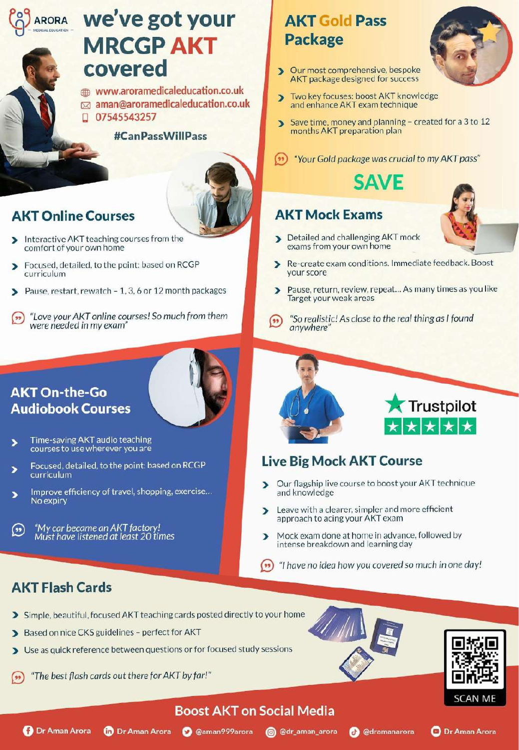ARORA MEDICAL EDUCATION

# we've got your MRCGP AKT covered

www.aroramedicaleducation.co.uk
aman@aroramedicaleducation.co.uk
07545543257

#CanPassWillPass

## AKT Gold Pass Package

- Our most comprehensive, bespoke AKT package designed for success
- Two key focuses: boost AKT knowledge and enhance AKT exam technique
- Save time, money and planning – created for a 3 to 12 months AKT preparation plan

*"Your Gold package was crucial to my AKT pass"*

**SAVE**

## AKT Online Courses

- Interactive AKT teaching courses from the comfort of your own home
- Focused, detailed, to the point: based on RCGP curriculum
- Pause, restart, rewatch – 1, 3, 6 or 12 month packages

*"Love your AKT online courses! So much from them were needed in my exam"*

## AKT Mock Exams

- Detailed and challenging AKT mock exams from your own home
- Re-create exam conditions. Immediate feedback. Boost your score
- Pause, return, review, repeat... As many times as you like Target your weak areas

*"So realistic! As close to the real thing as I found anywhere"*

## AKT On-the-Go Audiobook Courses

- Time-saving AKT audio teaching courses to use wherever you are
- Focused, detailed, to the point: based on RCGP curriculum
- Improve efficiency of travel, shopping, exercise... No expiry

*"My car became an AKT factory! Must have listened at least 20 times"*

Trustpilot ★★★★★

## Live Big Mock AKT Course

- Our flagship live course to boost your AKT technique and knowledge
- Leave with a clearer, simpler and more efficient approach to acing your AKT exam
- Mock exam done at home in advance, followed by intense breakdown and learning day

*"I have no idea how you covered so much in one day!"*

## AKT Flash Cards

- Simple, beautiful, focused AKT teaching cards posted directly to your home
- Based on nice CKS guidelines – perfect for AKT
- Use as quick reference between questions or for focused study sessions

*"The best flash cards out there for AKT by far!"*

SCAN ME

## Boost AKT on Social Media

Dr Aman Arora | Dr Aman Arora | @aman999arora | @dr_aman_arora | @dramanarora | Dr Aman Arora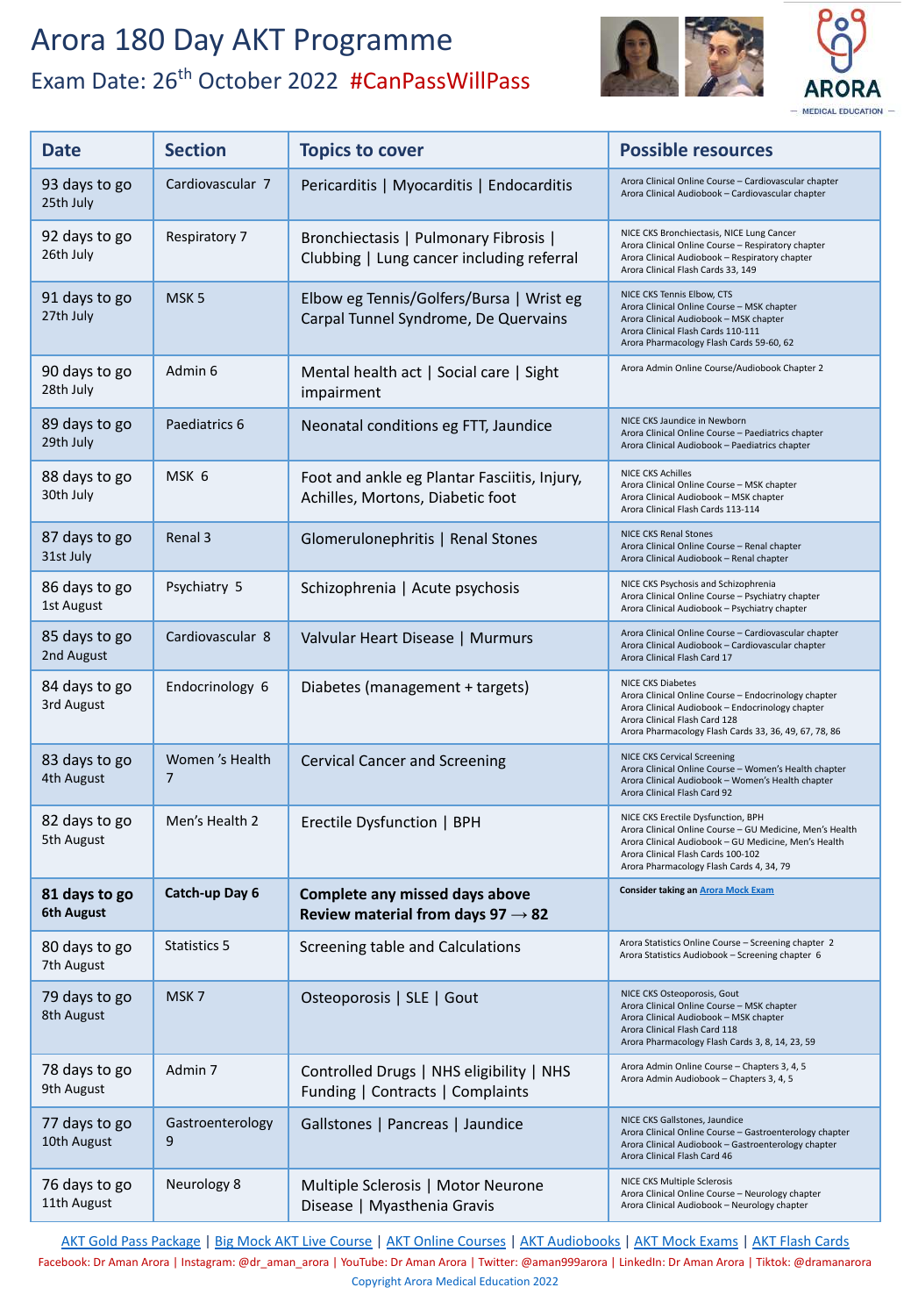# Arora 180 Day AKT Programme

## Exam Date: 26th October 2022 #CanPassWillPass

ARORA — MEDICAL EDUCATION —

| Date | Section | Topics to cover | Possible resources |
|---|---|---|---|
| 93 days to go<br>25th July | Cardiovascular 7 | Pericarditis \| Myocarditis \| Endocarditis | Arora Clinical Online Course – Cardiovascular chapter<br>Arora Clinical Audiobook – Cardiovascular chapter |
| 92 days to go<br>26th July | Respiratory 7 | Bronchiectasis \| Pulmonary Fibrosis \| Clubbing \| Lung cancer including referral | NICE CKS Bronchiectasis, NICE Lung Cancer<br>Arora Clinical Online Course – Respiratory chapter<br>Arora Clinical Audiobook – Respiratory chapter<br>Arora Clinical Flash Cards 33, 149 |
| 91 days to go<br>27th July | MSK 5 | Elbow eg Tennis/Golfers/Bursa \| Wrist eg Carpal Tunnel Syndrome, De Quervains | NICE CKS Tennis Elbow, CTS<br>Arora Clinical Online Course – MSK chapter<br>Arora Clinical Audiobook – MSK chapter<br>Arora Clinical Flash Cards 110-111<br>Arora Pharmacology Flash Cards 59-60, 62 |
| 90 days to go<br>28th July | Admin 6 | Mental health act \| Social care \| Sight impairment | Arora Admin Online Course/Audiobook Chapter 2 |
| 89 days to go<br>29th July | Paediatrics 6 | Neonatal conditions eg FTT, Jaundice | NICE CKS Jaundice in Newborn<br>Arora Clinical Online Course – Paediatrics chapter<br>Arora Clinical Audiobook – Paediatrics chapter |
| 88 days to go<br>30th July | MSK 6 | Foot and ankle eg Plantar Fasciitis, Injury, Achilles, Mortons, Diabetic foot | NICE CKS Achilles<br>Arora Clinical Online Course – MSK chapter<br>Arora Clinical Audiobook – MSK chapter<br>Arora Clinical Flash Cards 113-114 |
| 87 days to go<br>31st July | Renal 3 | Glomerulonephritis \| Renal Stones | NICE CKS Renal Stones<br>Arora Clinical Online Course – Renal chapter<br>Arora Clinical Audiobook – Renal chapter |
| 86 days to go<br>1st August | Psychiatry 5 | Schizophrenia \| Acute psychosis | NICE CKS Psychosis and Schizophrenia<br>Arora Clinical Online Course – Psychiatry chapter<br>Arora Clinical Audiobook – Psychiatry chapter |
| 85 days to go<br>2nd August | Cardiovascular 8 | Valvular Heart Disease \| Murmurs | Arora Clinical Online Course – Cardiovascular chapter<br>Arora Clinical Audiobook – Cardiovascular chapter<br>Arora Clinical Flash Card 17 |
| 84 days to go<br>3rd August | Endocrinology 6 | Diabetes (management + targets) | NICE CKS Diabetes<br>Arora Clinical Online Course – Endocrinology chapter<br>Arora Clinical Audiobook – Endocrinology chapter<br>Arora Clinical Flash Card 128<br>Arora Pharmacology Flash Cards 33, 36, 49, 67, 78, 86 |
| 83 days to go<br>4th August | Women 's Health 7 | Cervical Cancer and Screening | NICE CKS Cervical Screening<br>Arora Clinical Online Course – Women's Health chapter<br>Arora Clinical Audiobook – Women's Health chapter<br>Arora Clinical Flash Card 92 |
| 82 days to go<br>5th August | Men's Health 2 | Erectile Dysfunction \| BPH | NICE CKS Erectile Dysfunction, BPH<br>Arora Clinical Online Course – GU Medicine, Men's Health<br>Arora Clinical Audiobook – GU Medicine, Men's Health<br>Arora Clinical Flash Cards 100-102<br>Arora Pharmacology Flash Cards 4, 34, 79 |
| **81 days to go<br>6th August** | **Catch-up Day 6** | **Complete any missed days above<br>Review material from days 97 → 82** | **Consider taking an Arora Mock Exam** |
| 80 days to go<br>7th August | Statistics 5 | Screening table and Calculations | Arora Statistics Online Course – Screening chapter 2<br>Arora Statistics Audiobook – Screening chapter 6 |
| 79 days to go<br>8th August | MSK 7 | Osteoporosis \| SLE \| Gout | NICE CKS Osteoporosis, Gout<br>Arora Clinical Online Course – MSK chapter<br>Arora Clinical Audiobook – MSK chapter<br>Arora Clinical Flash Card 118<br>Arora Pharmacology Flash Cards 3, 8, 14, 23, 59 |
| 78 days to go<br>9th August | Admin 7 | Controlled Drugs \| NHS eligibility \| NHS Funding \| Contracts \| Complaints | Arora Admin Online Course – Chapters 3, 4, 5<br>Arora Admin Audiobook – Chapters 3, 4, 5 |
| 77 days to go<br>10th August | Gastroenterology 9 | Gallstones \| Pancreas \| Jaundice | NICE CKS Gallstones, Jaundice<br>Arora Clinical Online Course – Gastroenterology chapter<br>Arora Clinical Audiobook – Gastroenterology chapter<br>Arora Clinical Flash Card 46 |
| 76 days to go<br>11th August | Neurology 8 | Multiple Sclerosis \| Motor Neurone Disease \| Myasthenia Gravis | NICE CKS Multiple Sclerosis<br>Arora Clinical Online Course – Neurology chapter<br>Arora Clinical Audiobook – Neurology chapter |

AKT Gold Pass Package | Big Mock AKT Live Course | AKT Online Courses | AKT Audiobooks | AKT Mock Exams | AKT Flash Cards

Facebook: Dr Aman Arora | Instagram: @dr_aman_arora | YouTube: Dr Aman Arora | Twitter: @aman999arora | LinkedIn: Dr Aman Arora | Tiktok: @dramanarora

Copyright Arora Medical Education 2022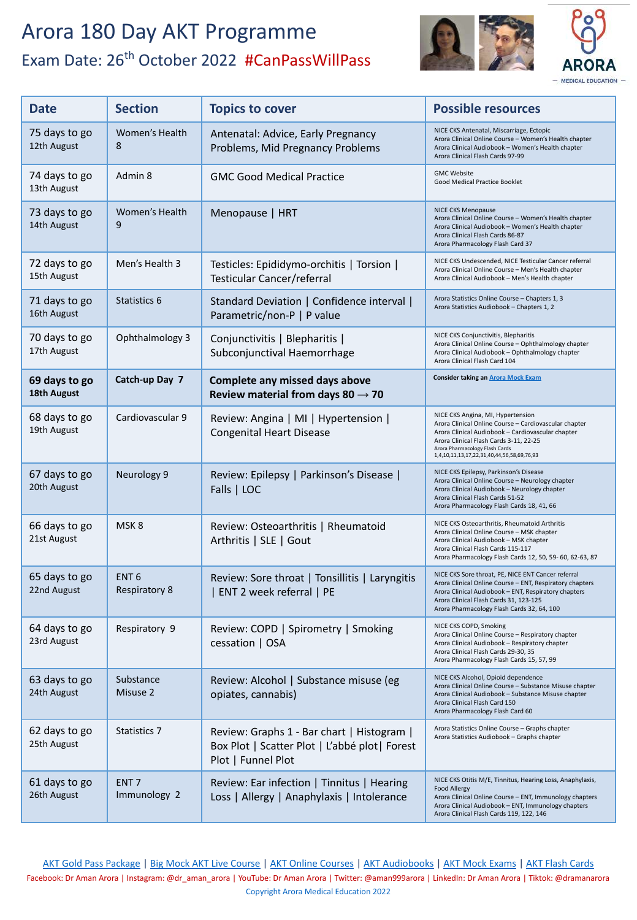# Arora 180 Day AKT Programme

## Exam Date: 26th October 2022 #CanPassWillPass

ARORA MEDICAL EDUCATION

| Date | Section | Topics to cover | Possible resources |
|---|---|---|---|
| 75 days to go 12th August | Women's Health 8 | Antenatal: Advice, Early Pregnancy Problems, Mid Pregnancy Problems | NICE CKS Antenatal, Miscarriage, Ectopic<br>Arora Clinical Online Course – Women's Health chapter<br>Arora Clinical Audiobook – Women's Health chapter<br>Arora Clinical Flash Cards 97-99 |
| 74 days to go 13th August | Admin 8 | GMC Good Medical Practice | GMC Website<br>Good Medical Practice Booklet |
| 73 days to go 14th August | Women's Health 9 | Menopause \| HRT | NICE CKS Menopause<br>Arora Clinical Online Course – Women's Health chapter<br>Arora Clinical Audiobook – Women's Health chapter<br>Arora Clinical Flash Cards 86-87<br>Arora Pharmacology Flash Card 37 |
| 72 days to go 15th August | Men's Health 3 | Testicles: Epididymo-orchitis \| Torsion \| Testicular Cancer/referral | NICE CKS Undescended, NICE Testicular Cancer referral<br>Arora Clinical Online Course – Men's Health chapter<br>Arora Clinical Audiobook – Men's Health chapter |
| 71 days to go 16th August | Statistics 6 | Standard Deviation \| Confidence interval \| Parametric/non-P \| P value | Arora Statistics Online Course – Chapters 1, 3<br>Arora Statistics Audiobook – Chapters 1, 2 |
| 70 days to go 17th August | Ophthalmology 3 | Conjunctivitis \| Blepharitis \| Subconjunctival Haemorrhage | NICE CKS Conjunctivitis, Blepharitis<br>Arora Clinical Online Course – Ophthalmology chapter<br>Arora Clinical Audiobook – Ophthalmology chapter<br>Arora Clinical Flash Card 104 |
| **69 days to go 18th August** | **Catch-up Day 7** | **Complete any missed days above**<br>**Review material from days 80 → 70** | **Consider taking an Arora Mock Exam** |
| 68 days to go 19th August | Cardiovascular 9 | Review: Angina \| MI \| Hypertension \| Congenital Heart Disease | NICE CKS Angina, MI, Hypertension<br>Arora Clinical Online Course – Cardiovascular chapter<br>Arora Clinical Audiobook – Cardiovascular chapter<br>Arora Clinical Flash Cards 3-11, 22-25<br>Arora Pharmacology Flash Cards 1,4,10,11,13,17,22,31,40,44,56,58,69,76,93 |
| 67 days to go 20th August | Neurology 9 | Review: Epilepsy \| Parkinson's Disease \| Falls \| LOC | NICE CKS Epilepsy, Parkinson's Disease<br>Arora Clinical Online Course – Neurology chapter<br>Arora Clinical Audiobook – Neurology chapter<br>Arora Clinical Flash Cards 51-52<br>Arora Pharmacology Flash Cards 18, 41, 66 |
| 66 days to go 21st August | MSK 8 | Review: Osteoarthritis \| Rheumatoid Arthritis \| SLE \| Gout | NICE CKS Osteoarthritis, Rheumatoid Arthritis<br>Arora Clinical Online Course – MSK chapter<br>Arora Clinical Audiobook – MSK chapter<br>Arora Clinical Flash Cards 115-117<br>Arora Pharmacology Flash Cards 12, 50, 59- 60, 62-63, 87 |
| 65 days to go 22nd August | ENT 6<br>Respiratory 8 | Review: Sore throat \| Tonsillitis \| Laryngitis \| ENT 2 week referral \| PE | NICE CKS Sore throat, PE, NICE ENT Cancer referral<br>Arora Clinical Online Course – ENT, Respiratory chapters<br>Arora Clinical Audiobook – ENT, Respiratory chapters<br>Arora Clinical Flash Cards 31, 123-125<br>Arora Pharmacology Flash Cards 32, 64, 100 |
| 64 days to go 23rd August | Respiratory 9 | Review: COPD \| Spirometry \| Smoking cessation \| OSA | NICE CKS COPD, Smoking<br>Arora Clinical Online Course – Respiratory chapter<br>Arora Clinical Audiobook – Respiratory chapter<br>Arora Clinical Flash Cards 29-30, 35<br>Arora Pharmacology Flash Cards 15, 57, 99 |
| 63 days to go 24th August | Substance Misuse 2 | Review: Alcohol \| Substance misuse (eg opiates, cannabis) | NICE CKS Alcohol, Opioid dependence<br>Arora Clinical Online Course – Substance Misuse chapter<br>Arora Clinical Audiobook – Substance Misuse chapter<br>Arora Clinical Flash Card 150<br>Arora Pharmacology Flash Card 60 |
| 62 days to go 25th August | Statistics 7 | Review: Graphs 1 - Bar chart \| Histogram \| Box Plot \| Scatter Plot \| L'abbé plot\| Forest Plot \| Funnel Plot | Arora Statistics Online Course – Graphs chapter<br>Arora Statistics Audiobook – Graphs chapter |
| 61 days to go 26th August | ENT 7<br>Immunology 2 | Review: Ear infection \| Tinnitus \| Hearing Loss \| Allergy \| Anaphylaxis \| Intolerance | NICE CKS Otitis M/E, Tinnitus, Hearing Loss, Anaphylaxis, Food Allergy<br>Arora Clinical Online Course – ENT, Immunology chapters<br>Arora Clinical Audiobook – ENT, Immunology chapters<br>Arora Clinical Flash Cards 119, 122, 146 |

AKT Gold Pass Package | Big Mock AKT Live Course | AKT Online Courses | AKT Audiobooks | AKT Mock Exams | AKT Flash Cards

Facebook: Dr Aman Arora | Instagram: @dr_aman_arora | YouTube: Dr Aman Arora | Twitter: @aman999arora | LinkedIn: Dr Aman Arora | Tiktok: @dramanarora

Copyright Arora Medical Education 2022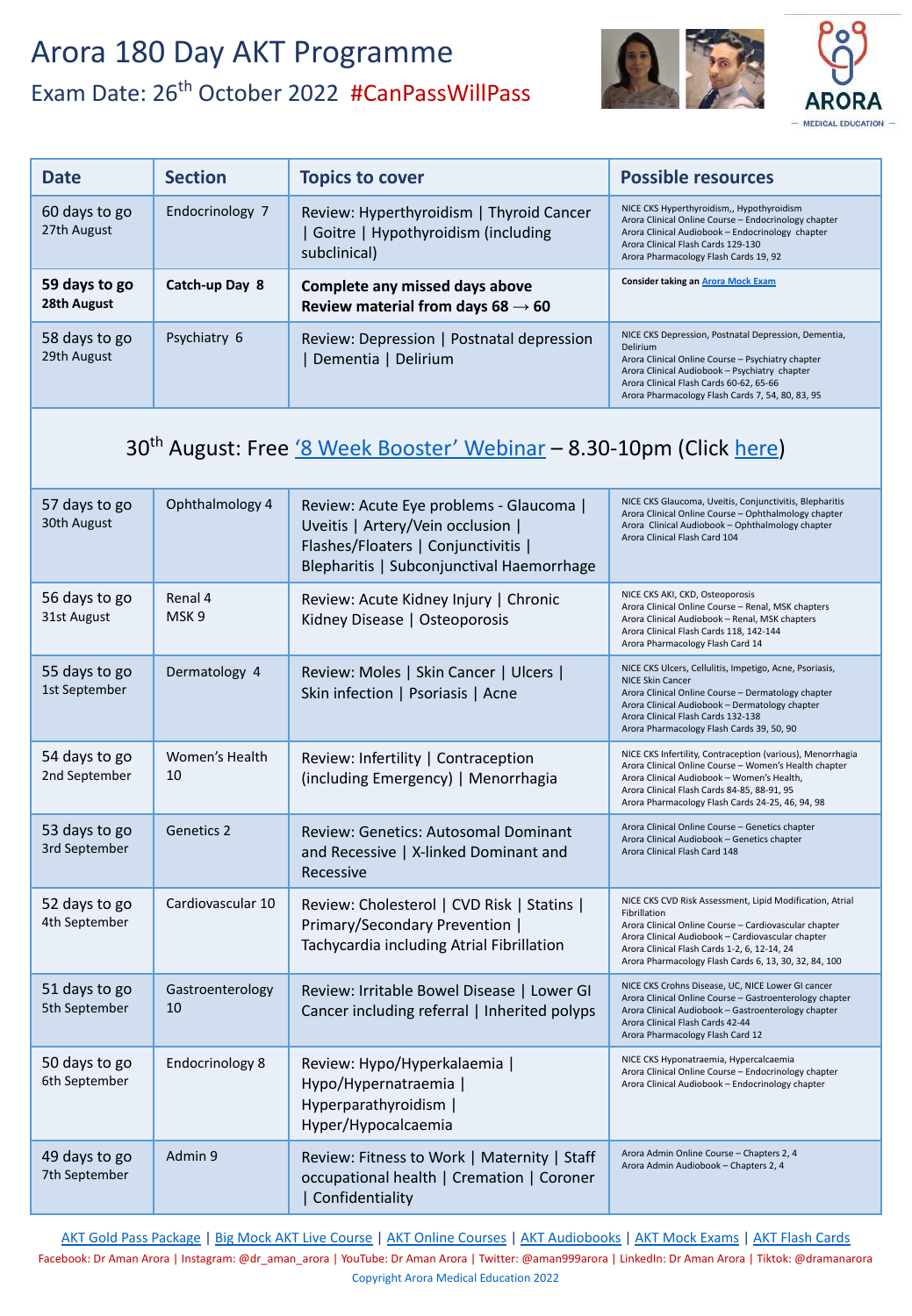# Arora 180 Day AKT Programme

## Exam Date: 26th October 2022 #CanPassWillPass

ARORA
MEDICAL EDUCATION

| Date | Section | Topics to cover | Possible resources |
|---|---|---|---|
| 60 days to go<br>27th August | Endocrinology 7 | Review: Hyperthyroidism \| Thyroid Cancer \| Goitre \| Hypothyroidism (including subclinical) | NICE CKS Hyperthyroidism,, Hypothyroidism<br>Arora Clinical Online Course – Endocrinology chapter<br>Arora Clinical Audiobook – Endocrinology chapter<br>Arora Clinical Flash Cards 129-130<br>Arora Pharmacology Flash Cards 19, 92 |
| **59 days to go**<br>**28th August** | **Catch-up Day 8** | **Complete any missed days above**<br>**Review material from days 68 → 60** | **Consider taking an** [Arora Mock Exam]() |
| 58 days to go<br>29th August | Psychiatry 6 | Review: Depression \| Postnatal depression \| Dementia \| Delirium | NICE CKS Depression, Postnatal Depression, Dementia, Delirium<br>Arora Clinical Online Course – Psychiatry chapter<br>Arora Clinical Audiobook – Psychiatry chapter<br>Arora Clinical Flash Cards 60-62, 65-66<br>Arora Pharmacology Flash Cards 7, 54, 80, 83, 95 |
| 30th August: Free [‘8 Week Booster’ Webinar]() – 8.30-10pm (Click [here]()) | | | |
| 57 days to go<br>30th August | Ophthalmology 4 | Review: Acute Eye problems - Glaucoma \| Uveitis \| Artery/Vein occlusion \| Flashes/Floaters \| Conjunctivitis \| Blepharitis \| Subconjunctival Haemorrhage | NICE CKS Glaucoma, Uveitis, Conjunctivitis, Blepharitis<br>Arora Clinical Online Course – Ophthalmology chapter<br>Arora Clinical Audiobook – Ophthalmology chapter<br>Arora Clinical Flash Card 104 |
| 56 days to go<br>31st August | Renal 4<br>MSK 9 | Review: Acute Kidney Injury \| Chronic Kidney Disease \| Osteoporosis | NICE CKS AKI, CKD, Osteoporosis<br>Arora Clinical Online Course – Renal, MSK chapters<br>Arora Clinical Audiobook – Renal, MSK chapters<br>Arora Clinical Flash Cards 118, 142-144<br>Arora Pharmacology Flash Card 14 |
| 55 days to go<br>1st September | Dermatology 4 | Review: Moles \| Skin Cancer \| Ulcers \| Skin infection \| Psoriasis \| Acne | NICE CKS Ulcers, Cellulitis, Impetigo, Acne, Psoriasis, NICE Skin Cancer<br>Arora Clinical Online Course – Dermatology chapter<br>Arora Clinical Audiobook – Dermatology chapter<br>Arora Clinical Flash Cards 132-138<br>Arora Pharmacology Flash Cards 39, 50, 90 |
| 54 days to go<br>2nd September | Women’s Health 10 | Review: Infertility \| Contraception (including Emergency) \| Menorrhagia | NICE CKS Infertility, Contraception (various), Menorrhagia<br>Arora Clinical Online Course – Women’s Health chapter<br>Arora Clinical Audiobook – Women’s Health,<br>Arora Clinical Flash Cards 84-85, 88-91, 95<br>Arora Pharmacology Flash Cards 24-25, 46, 94, 98 |
| 53 days to go<br>3rd September | Genetics 2 | Review: Genetics: Autosomal Dominant and Recessive \| X-linked Dominant and Recessive | Arora Clinical Online Course – Genetics chapter<br>Arora Clinical Audiobook – Genetics chapter<br>Arora Clinical Flash Card 148 |
| 52 days to go<br>4th September | Cardiovascular 10 | Review: Cholesterol \| CVD Risk \| Statins \| Primary/Secondary Prevention \| Tachycardia including Atrial Fibrillation | NICE CKS CVD Risk Assessment, Lipid Modification, Atrial Fibrillation<br>Arora Clinical Online Course – Cardiovascular chapter<br>Arora Clinical Audiobook – Cardiovascular chapter<br>Arora Clinical Flash Cards 1-2, 6, 12-14, 24<br>Arora Pharmacology Flash Cards 6, 13, 30, 32, 84, 100 |
| 51 days to go<br>5th September | Gastroenterology 10 | Review: Irritable Bowel Disease \| Lower GI Cancer including referral \| Inherited polyps | NICE CKS Crohns Disease, UC, NICE Lower GI cancer<br>Arora Clinical Online Course – Gastroenterology chapter<br>Arora Clinical Audiobook – Gastroenterology chapter<br>Arora Clinical Flash Cards 42-44<br>Arora Pharmacology Flash Card 12 |
| 50 days to go<br>6th September | Endocrinology 8 | Review: Hypo/Hyperkalaemia \| Hypo/Hypernatraemia \| Hyperparathyroidism \| Hyper/Hypocalcaemia | NICE CKS Hyponatraemia, Hypercalcaemia<br>Arora Clinical Online Course – Endocrinology chapter<br>Arora Clinical Audiobook – Endocrinology chapter |
| 49 days to go<br>7th September | Admin 9 | Review: Fitness to Work \| Maternity \| Staff occupational health \| Cremation \| Coroner \| Confidentiality | Arora Admin Online Course – Chapters 2, 4<br>Arora Admin Audiobook – Chapters 2, 4 |

[AKT Gold Pass Package]() | [Big Mock AKT Live Course]() | [AKT Online Courses]() | [AKT Audiobooks]() | [AKT Mock Exams]() | [AKT Flash Cards]()

Facebook: Dr Aman Arora | Instagram: @dr_aman_arora | YouTube: Dr Aman Arora | Twitter: @aman999arora | LinkedIn: Dr Aman Arora | Tiktok: @dramanarora

Copyright Arora Medical Education 2022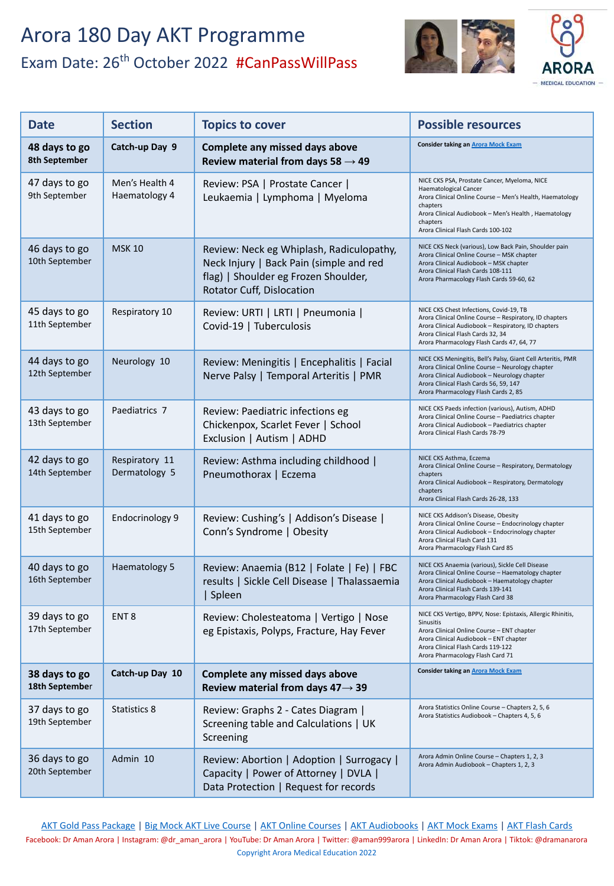# Arora 180 Day AKT Programme

## Exam Date: 26th October 2022 #CanPassWillPass

ARORA MEDICAL EDUCATION

| Date | Section | Topics to cover | Possible resources |
|---|---|---|---|
| **48 days to go 8th September** | **Catch-up Day 9** | **Complete any missed days above Review material from days 58 → 49** | **Consider taking an** Arora Mock Exam |
| 47 days to go 9th September | Men's Health 4 Haematology 4 | Review: PSA \| Prostate Cancer \| Leukaemia \| Lymphoma \| Myeloma | NICE CKS PSA, Prostate Cancer, Myeloma, NICE Haematological Cancer<br>Arora Clinical Online Course – Men's Health, Haematology chapters<br>Arora Clinical Audiobook – Men's Health , Haematology chapters<br>Arora Clinical Flash Cards 100-102 |
| 46 days to go 10th September | MSK 10 | Review: Neck eg Whiplash, Radiculopathy, Neck Injury \| Back Pain (simple and red flag) \| Shoulder eg Frozen Shoulder, Rotator Cuff, Dislocation | NICE CKS Neck (various), Low Back Pain, Shoulder pain<br>Arora Clinical Online Course – MSK chapter<br>Arora Clinical Audiobook – MSK chapter<br>Arora Clinical Flash Cards 108-111<br>Arora Pharmacology Flash Cards 59-60, 62 |
| 45 days to go 11th September | Respiratory 10 | Review: URTI \| LRTI \| Pneumonia \| Covid-19 \| Tuberculosis | NICE CKS Chest Infections, Covid-19, TB<br>Arora Clinical Online Course – Respiratory, ID chapters<br>Arora Clinical Audiobook – Respiratory, ID chapters<br>Arora Clinical Flash Cards 32, 34<br>Arora Pharmacology Flash Cards 47, 64, 77 |
| 44 days to go 12th September | Neurology 10 | Review: Meningitis \| Encephalitis \| Facial Nerve Palsy \| Temporal Arteritis \| PMR | NICE CKS Meningitis, Bell's Palsy, Giant Cell Arteritis, PMR<br>Arora Clinical Online Course – Neurology chapter<br>Arora Clinical Audiobook – Neurology chapter<br>Arora Clinical Flash Cards 56, 59, 147<br>Arora Pharmacology Flash Cards 2, 85 |
| 43 days to go 13th September | Paediatrics 7 | Review: Paediatric infections eg Chickenpox, Scarlet Fever \| School Exclusion \| Autism \| ADHD | NICE CKS Paeds infection (various), Autism, ADHD<br>Arora Clinical Online Course – Paediatrics chapter<br>Arora Clinical Audiobook – Paediatrics chapter<br>Arora Clinical Flash Cards 78-79 |
| 42 days to go 14th September | Respiratory 11 Dermatology 5 | Review: Asthma including childhood \| Pneumothorax \| Eczema | NICE CKS Asthma, Eczema<br>Arora Clinical Online Course – Respiratory, Dermatology chapters<br>Arora Clinical Audiobook – Respiratory, Dermatology chapters<br>Arora Clinical Flash Cards 26-28, 133 |
| 41 days to go 15th September | Endocrinology 9 | Review: Cushing's \| Addison's Disease \| Conn's Syndrome \| Obesity | NICE CKS Addison's Disease, Obesity<br>Arora Clinical Online Course – Endocrinology chapter<br>Arora Clinical Audiobook – Endocrinology chapter<br>Arora Clinical Flash Card 131<br>Arora Pharmacology Flash Card 85 |
| 40 days to go 16th September | Haematology 5 | Review: Anaemia (B12 \| Folate \| Fe) \| FBC results \| Sickle Cell Disease \| Thalassaemia \| Spleen | NICE CKS Anaemia (various), Sickle Cell Disease<br>Arora Clinical Online Course – Haematology chapter<br>Arora Clinical Audiobook – Haematology chapter<br>Arora Clinical Flash Cards 139-141<br>Arora Pharmacology Flash Card 38 |
| 39 days to go 17th September | ENT 8 | Review: Cholesteatoma \| Vertigo \| Nose eg Epistaxis, Polyps, Fracture, Hay Fever | NICE CKS Vertigo, BPPV, Nose: Epistaxis, Allergic Rhinitis, Sinusitis<br>Arora Clinical Online Course – ENT chapter<br>Arora Clinical Audiobook – ENT chapter<br>Arora Clinical Flash Cards 119-122<br>Arora Pharmacology Flash Card 71 |
| **38 days to go 18th September** | **Catch-up Day 10** | **Complete any missed days above Review material from days 47→ 39** | **Consider taking an** Arora Mock Exam |
| 37 days to go 19th September | Statistics 8 | Review: Graphs 2 - Cates Diagram \| Screening table and Calculations \| UK Screening | Arora Statistics Online Course – Chapters 2, 5, 6<br>Arora Statistics Audiobook – Chapters 4, 5, 6 |
| 36 days to go 20th September | Admin 10 | Review: Abortion \| Adoption \| Surrogacy \| Capacity \| Power of Attorney \| DVLA \| Data Protection \| Request for records | Arora Admin Online Course – Chapters 1, 2, 3<br>Arora Admin Audiobook – Chapters 1, 2, 3 |

AKT Gold Pass Package | Big Mock AKT Live Course | AKT Online Courses | AKT Audiobooks | AKT Mock Exams | AKT Flash Cards

Facebook: Dr Aman Arora | Instagram: @dr_aman_arora | YouTube: Dr Aman Arora | Twitter: @aman999arora | LinkedIn: Dr Aman Arora | Tiktok: @dramanarora

Copyright Arora Medical Education 2022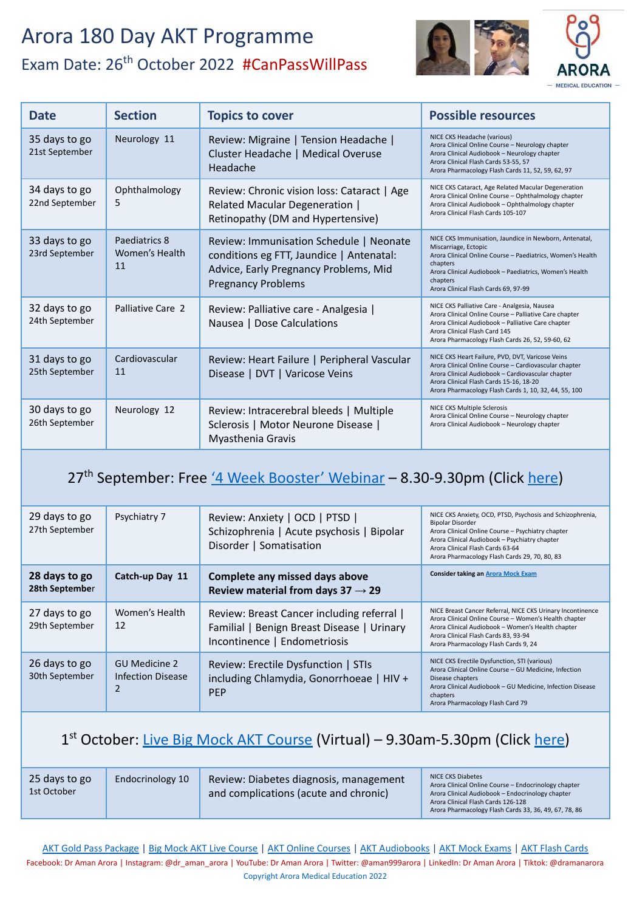# Arora 180 Day AKT Programme

## Exam Date: 26th October 2022 #CanPassWillPass

ARORA — MEDICAL EDUCATION —

| Date | Section | Topics to cover | Possible resources |
|---|---|---|---|
| 35 days to go 21st September | Neurology 11 | Review: Migraine \| Tension Headache \| Cluster Headache \| Medical Overuse Headache | NICE CKS Headache (various) Arora Clinical Online Course – Neurology chapter Arora Clinical Audiobook – Neurology chapter Arora Clinical Flash Cards 53-55, 57 Arora Pharmacology Flash Cards 11, 52, 59, 62, 97 |
| 34 days to go 22nd September | Ophthalmology 5 | Review: Chronic vision loss: Cataract \| Age Related Macular Degeneration \| Retinopathy (DM and Hypertensive) | NICE CKS Cataract, Age Related Macular Degeneration Arora Clinical Online Course – Ophthalmology chapter Arora Clinical Audiobook – Ophthalmology chapter Arora Clinical Flash Cards 105-107 |
| 33 days to go 23rd September | Paediatrics 8 Women's Health 11 | Review: Immunisation Schedule \| Neonate conditions eg FTT, Jaundice \| Antenatal: Advice, Early Pregnancy Problems, Mid Pregnancy Problems | NICE CKS Immunisation, Jaundice in Newborn, Antenatal, Miscarriage, Ectopic Arora Clinical Online Course – Paediatrics, Women's Health chapters Arora Clinical Audiobook – Paediatrics, Women's Health chapters Arora Clinical Flash Cards 69, 97-99 |
| 32 days to go 24th September | Palliative Care 2 | Review: Palliative care - Analgesia \| Nausea \| Dose Calculations | NICE CKS Palliative Care - Analgesia, Nausea Arora Clinical Online Course – Palliative Care chapter Arora Clinical Audiobook – Palliative Care chapter Arora Clinical Flash Card 145 Arora Pharmacology Flash Cards 26, 52, 59-60, 62 |
| 31 days to go 25th September | Cardiovascular 11 | Review: Heart Failure \| Peripheral Vascular Disease \| DVT \| Varicose Veins | NICE CKS Heart Failure, PVD, DVT, Varicose Veins Arora Clinical Online Course – Cardiovascular chapter Arora Clinical Audiobook – Cardiovascular chapter Arora Clinical Flash Cards 15-16, 18-20 Arora Pharmacology Flash Cards 1, 10, 32, 44, 55, 100 |
| 30 days to go 26th September | Neurology 12 | Review: Intracerebral bleeds \| Multiple Sclerosis \| Motor Neurone Disease \| Myasthenia Gravis | NICE CKS Multiple Sclerosis Arora Clinical Online Course – Neurology chapter Arora Clinical Audiobook – Neurology chapter |
| **27th September: Free '4 Week Booster' Webinar – 8.30-9.30pm (Click here)** | | | |
| 29 days to go 27th September | Psychiatry 7 | Review: Anxiety \| OCD \| PTSD \| Schizophrenia \| Acute psychosis \| Bipolar Disorder \| Somatisation | NICE CKS Anxiety, OCD, PTSD, Psychosis and Schizophrenia, Bipolar Disorder Arora Clinical Online Course – Psychiatry chapter Arora Clinical Audiobook – Psychiatry chapter Arora Clinical Flash Cards 63-64 Arora Pharmacology Flash Cards 29, 70, 80, 83 |
| **28 days to go 28th September** | **Catch-up Day 11** | **Complete any missed days above Review material from days 37 → 29** | **Consider taking an** Arora Mock Exam |
| 27 days to go 29th September | Women's Health 12 | Review: Breast Cancer including referral \| Familial \| Benign Breast Disease \| Urinary Incontinence \| Endometriosis | NICE Breast Cancer Referral, NICE CKS Urinary Incontinence Arora Clinical Online Course – Women's Health chapter Arora Clinical Audiobook – Women's Health chapter Arora Clinical Flash Cards 83, 93-94 Arora Pharmacology Flash Cards 9, 24 |
| 26 days to go 30th September | GU Medicine 2 Infection Disease 2 | Review: Erectile Dysfunction \| STIs including Chlamydia, Gonorrhoeae \| HIV + PEP | NICE CKS Erectile Dysfunction, STI (various) Arora Clinical Online Course – GU Medicine, Infection Disease chapters Arora Clinical Audiobook – GU Medicine, Infection Disease chapters Arora Pharmacology Flash Card 79 |
| **1st October: Live Big Mock AKT Course (Virtual) – 9.30am-5.30pm (Click here)** | | | |
| 25 days to go 1st October | Endocrinology 10 | Review: Diabetes diagnosis, management and complications (acute and chronic) | NICE CKS Diabetes Arora Clinical Online Course – Endocrinology chapter Arora Clinical Audiobook – Endocrinology chapter Arora Clinical Flash Cards 126-128 Arora Pharmacology Flash Cards 33, 36, 49, 67, 78, 86 |

AKT Gold Pass Package | Big Mock AKT Live Course | AKT Online Courses | AKT Audiobooks | AKT Mock Exams | AKT Flash Cards

Facebook: Dr Aman Arora | Instagram: @dr_aman_arora | YouTube: Dr Aman Arora | Twitter: @aman999arora | LinkedIn: Dr Aman Arora | Tiktok: @dramanarora

Copyright Arora Medical Education 2022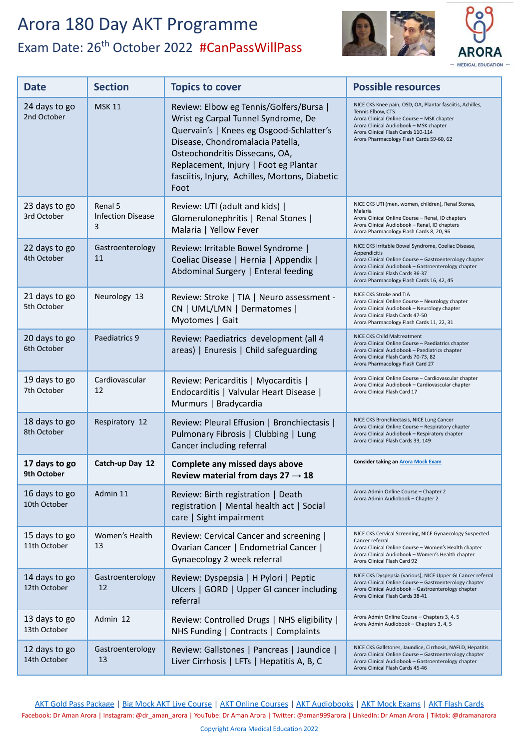# Arora 180 Day AKT Programme

## Exam Date: 26th October 2022 #CanPassWillPass

ARORA MEDICAL EDUCATION

| Date | Section | Topics to cover | Possible resources |
|---|---|---|---|
| 24 days to go<br>2nd October | MSK 11 | Review: Elbow eg Tennis/Golfers/Bursa \| Wrist eg Carpal Tunnel Syndrome, De Quervain's \| Knees eg Osgood-Schlatter's Disease, Chondromalacia Patella, Osteochondritis Dissecans, OA, Replacement, Injury \| Foot eg Plantar fasciitis, Injury, Achilles, Mortons, Diabetic Foot | NICE CKS Knee pain, OSD, OA, Plantar fasciitis, Achilles, Tennis Elbow, CTS<br>Arora Clinical Online Course – MSK chapter<br>Arora Clinical Audiobook – MSK chapter<br>Arora Clinical Flash Cards 110-114<br>Arora Pharmacology Flash Cards 59-60, 62 |
| 23 days to go<br>3rd October | Renal 5<br>Infection Disease 3 | Review: UTI (adult and kids) \| Glomerulonephritis \| Renal Stones \| Malaria \| Yellow Fever | NICE CKS UTI (men, women, children), Renal Stones, Malaria<br>Arora Clinical Online Course – Renal, ID chapters<br>Arora Clinical Audiobook – Renal, ID chapters<br>Arora Pharmacology Flash Cards 8, 20, 96 |
| 22 days to go<br>4th October | Gastroenterology 11 | Review: Irritable Bowel Syndrome \| Coeliac Disease \| Hernia \| Appendix \| Abdominal Surgery \| Enteral feeding | NICE CKS Irritable Bowel Syndrome, Coeliac Disease, Appendicitis<br>Arora Clinical Online Course – Gastroenterology chapter<br>Arora Clinical Audiobook – Gastroenterology chapter<br>Arora Clinical Flash Cards 36-37<br>Arora Pharmacology Flash Cards 16, 42, 45 |
| 21 days to go<br>5th October | Neurology 13 | Review: Stroke \| TIA \| Neuro assessment - CN \| UML/LMN \| Dermatomes \| Myotomes \| Gait | NICE CKS Stroke and TIA<br>Arora Clinical Online Course – Neurology chapter<br>Arora Clinical Audiobook – Neurology chapter<br>Arora Clinical Flash Cards 47-50<br>Arora Pharmacology Flash Cards 11, 22, 31 |
| 20 days to go<br>6th October | Paediatrics 9 | Review: Paediatrics development (all 4 areas) \| Enuresis \| Child safeguarding | NICE CKS Child Maltreatment<br>Arora Clinical Online Course – Paediatrics chapter<br>Arora Clinical Audiobook – Paediatrics chapter<br>Arora Clinical Flash Cards 70-73, 82<br>Arora Pharmacology Flash Card 27 |
| 19 days to go<br>7th October | Cardiovascular 12 | Review: Pericarditis \| Myocarditis \| Endocarditis \| Valvular Heart Disease \| Murmurs \| Bradycardia | Arora Clinical Online Course – Cardiovascular chapter<br>Arora Clinical Audiobook – Cardiovascular chapter<br>Arora Clinical Flash Card 17 |
| 18 days to go<br>8th October | Respiratory 12 | Review: Pleural Effusion \| Bronchiectasis \| Pulmonary Fibrosis \| Clubbing \| Lung Cancer including referral | NICE CKS Bronchiectasis, NICE Lung Cancer<br>Arora Clinical Online Course – Respiratory chapter<br>Arora Clinical Audiobook – Respiratory chapter<br>Arora Clinical Flash Cards 33, 149 |
| **17 days to go<br>9th October** | **Catch-up Day 12** | **Complete any missed days above<br>Review material from days 27 → 18** | **Consider taking an** [Arora Mock Exam] |
| 16 days to go<br>10th October | Admin 11 | Review: Birth registration \| Death registration \| Mental health act \| Social care \| Sight impairment | Arora Admin Online Course – Chapter 2<br>Arora Admin Audiobook – Chapter 2 |
| 15 days to go<br>11th October | Women's Health 13 | Review: Cervical Cancer and screening \| Ovarian Cancer \| Endometrial Cancer \| Gynaecology 2 week referral | NICE CKS Cervical Screening, NICE Gynaecology Suspected Cancer referral<br>Arora Clinical Online Course – Women's Health chapter<br>Arora Clinical Audiobook – Women's Health chapter<br>Arora Clinical Flash Card 92 |
| 14 days to go<br>12th October | Gastroenterology 12 | Review: Dyspepsia \| H Pylori \| Peptic Ulcers \| GORD \| Upper GI cancer including referral | NICE CKS Dyspepsia (various), NICE Upper GI Cancer referral<br>Arora Clinical Online Course – Gastroenterology chapter<br>Arora Clinical Audiobook – Gastroenterology chapter<br>Arora Clinical Flash Cards 38-41 |
| 13 days to go<br>13th October | Admin 12 | Review: Controlled Drugs \| NHS eligibility \| NHS Funding \| Contracts \| Complaints | Arora Admin Online Course – Chapters 3, 4, 5<br>Arora Admin Audiobook – Chapters 3, 4, 5 |
| 12 days to go<br>14th October | Gastroenterology 13 | Review: Gallstones \| Pancreas \| Jaundice \| Liver Cirrhosis \| LFTs \| Hepatitis A, B, C | NICE CKS Gallstones, Jaundice, Cirrhosis, NAFLD, Hepatitis<br>Arora Clinical Online Course – Gastroenterology chapter<br>Arora Clinical Audiobook – Gastroenterology chapter<br>Arora Clinical Flash Cards 45-46 |

AKT Gold Pass Package | Big Mock AKT Live Course | AKT Online Courses | AKT Audiobooks | AKT Mock Exams | AKT Flash Cards

Facebook: Dr Aman Arora | Instagram: @dr_aman_arora | YouTube: Dr Aman Arora | Twitter: @aman999arora | LinkedIn: Dr Aman Arora | Tiktok: @dramanarora

Copyright Arora Medical Education 2022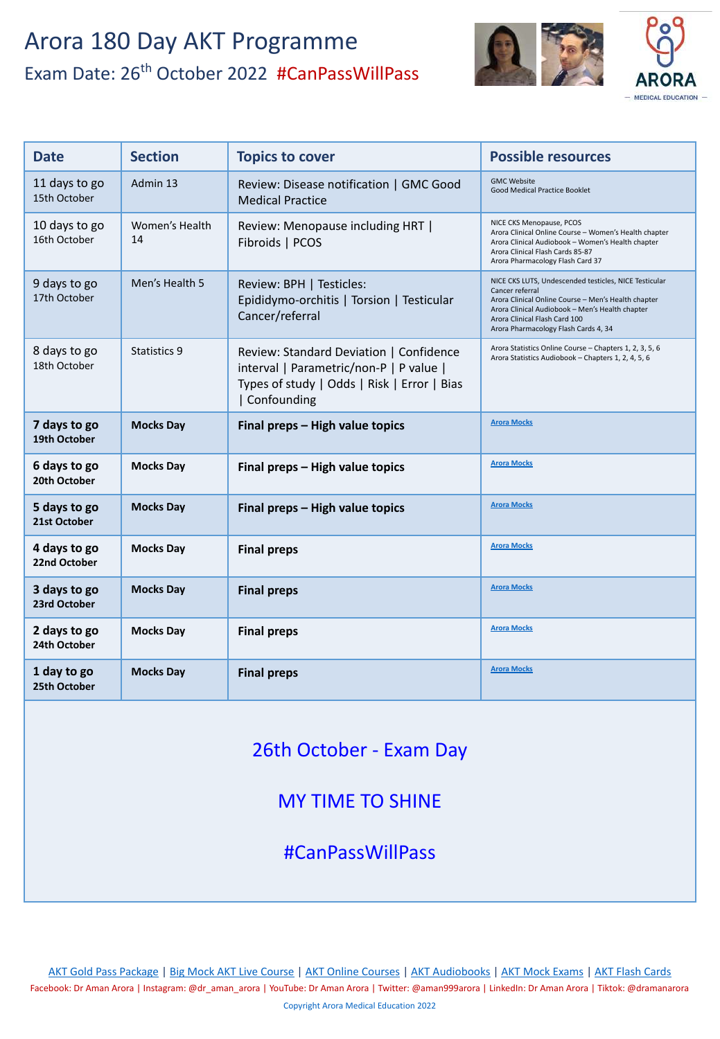# Arora 180 Day AKT Programme

## Exam Date: 26th October 2022 #CanPassWillPass

ARORA
— MEDICAL EDUCATION —

| Date | Section | Topics to cover | Possible resources |
|---|---|---|---|
| 11 days to go<br>15th October | Admin 13 | Review: Disease notification \| GMC Good Medical Practice | GMC Website<br>Good Medical Practice Booklet |
| 10 days to go<br>16th October | Women's Health 14 | Review: Menopause including HRT \| Fibroids \| PCOS | NICE CKS Menopause, PCOS<br>Arora Clinical Online Course – Women's Health chapter<br>Arora Clinical Audiobook – Women's Health chapter<br>Arora Clinical Flash Cards 85-87<br>Arora Pharmacology Flash Card 37 |
| 9 days to go<br>17th October | Men's Health 5 | Review: BPH \| Testicles: Epididymo-orchitis \| Torsion \| Testicular Cancer/referral | NICE CKS LUTS, Undescended testicles, NICE Testicular Cancer referral<br>Arora Clinical Online Course – Men's Health chapter<br>Arora Clinical Audiobook – Men's Health chapter<br>Arora Clinical Flash Card 100<br>Arora Pharmacology Flash Cards 4, 34 |
| 8 days to go<br>18th October | Statistics 9 | Review: Standard Deviation \| Confidence interval \| Parametric/non-P \| P value \| Types of study \| Odds \| Risk \| Error \| Bias \| Confounding | Arora Statistics Online Course – Chapters 1, 2, 3, 5, 6<br>Arora Statistics Audiobook – Chapters 1, 2, 4, 5, 6 |
| **7 days to go**<br>**19th October** | **Mocks Day** | **Final preps – High value topics** | Arora Mocks |
| **6 days to go**<br>**20th October** | **Mocks Day** | **Final preps – High value topics** | Arora Mocks |
| **5 days to go**<br>**21st October** | **Mocks Day** | **Final preps – High value topics** | Arora Mocks |
| **4 days to go**<br>**22nd October** | **Mocks Day** | **Final preps** | Arora Mocks |
| **3 days to go**<br>**23rd October** | **Mocks Day** | **Final preps** | Arora Mocks |
| **2 days to go**<br>**24th October** | **Mocks Day** | **Final preps** | Arora Mocks |
| **1 day to go**<br>**25th October** | **Mocks Day** | **Final preps** | Arora Mocks |

26th October - Exam Day

MY TIME TO SHINE

#CanPassWillPass

AKT Gold Pass Package | Big Mock AKT Live Course | AKT Online Courses | AKT Audiobooks | AKT Mock Exams | AKT Flash Cards

Facebook: Dr Aman Arora | Instagram: @dr_aman_arora | YouTube: Dr Aman Arora | Twitter: @aman999arora | LinkedIn: Dr Aman Arora | Tiktok: @dramanarora

Copyright Arora Medical Education 2022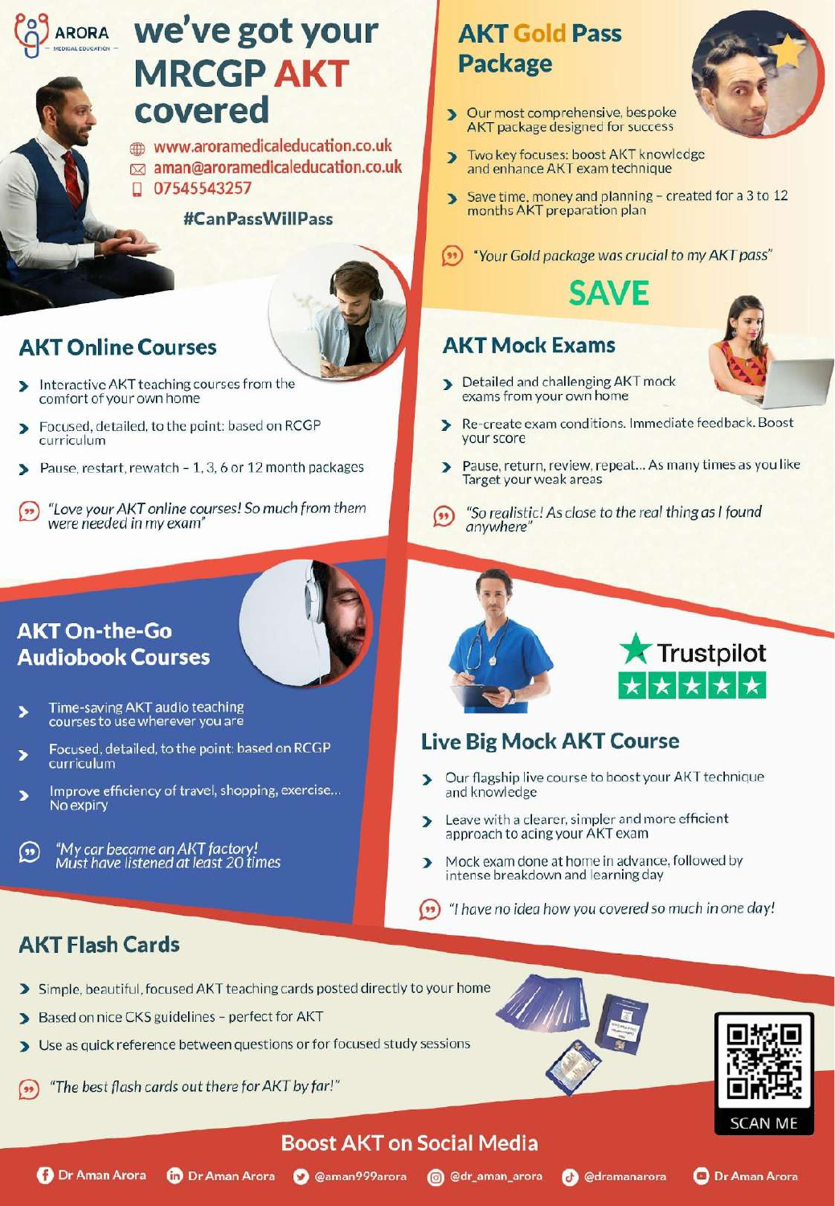ARORA MEDICAL EDUCATION

# we've got your MRCGP AKT covered

www.aroramedicaleducation.co.uk
aman@aroramedicaleducation.co.uk
07545543257

#CanPassWillPass

## AKT Gold Pass Package

- Our most comprehensive, bespoke AKT package designed for success
- Two key focuses: boost AKT knowledge and enhance AKT exam technique
- Save time, money and planning – created for a 3 to 12 months AKT preparation plan

*"Your Gold package was crucial to my AKT pass"*

SAVE

## AKT Online Courses

- Interactive AKT teaching courses from the comfort of your own home
- Focused, detailed, to the point: based on RCGP curriculum
- Pause, restart, rewatch – 1, 3, 6 or 12 month packages

*"Love your AKT online courses! So much from them were needed in my exam"*

## AKT Mock Exams

- Detailed and challenging AKT mock exams from your own home
- Re-create exam conditions. Immediate feedback. Boost your score
- Pause, return, review, repeat... As many times as you like Target your weak areas

*"So realistic! As close to the real thing as I found anywhere"*

## AKT On-the-Go Audiobook Courses

- Time-saving AKT audio teaching courses to use wherever you are
- Focused, detailed, to the point: based on RCGP curriculum
- Improve efficiency of travel, shopping, exercise... No expiry

*"My car became an AKT factory! Must have listened at least 20 times"*

Trustpilot

## Live Big Mock AKT Course

- Our flagship live course to boost your AKT technique and knowledge
- Leave with a clearer, simpler and more efficient approach to acing your AKT exam
- Mock exam done at home in advance, followed by intense breakdown and learning day

*"I have no idea how you covered so much in one day!"*

## AKT Flash Cards

- Simple, beautiful, focused AKT teaching cards posted directly to your home
- Based on nice CKS guidelines – perfect for AKT
- Use as quick reference between questions or for focused study sessions

*"The best flash cards out there for AKT by far!"*

SCAN ME

## Boost AKT on Social Media

Dr Aman Arora | Dr Aman Arora | @aman999arora | @dr_aman_arora | @dramanarora | Dr Aman Arora